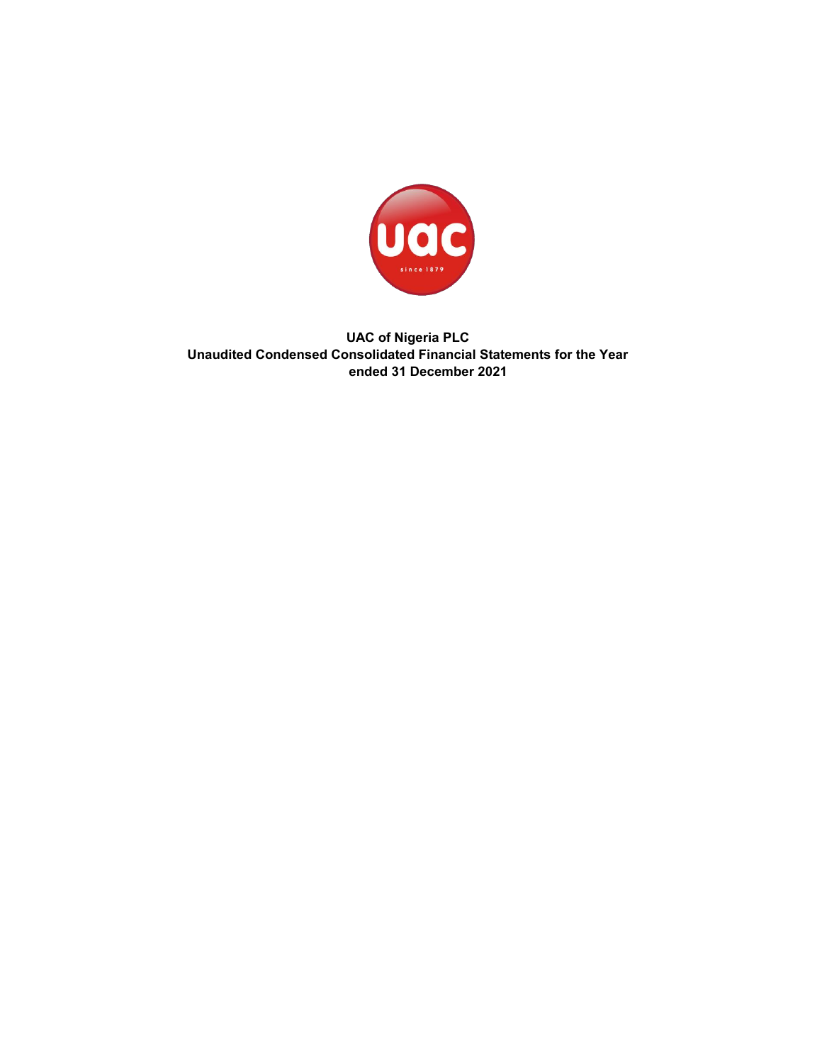**UAC of Nigeria PLC**
**Unaudited Condensed Consolidated Financial Statements for the Year ended 31 December 2021**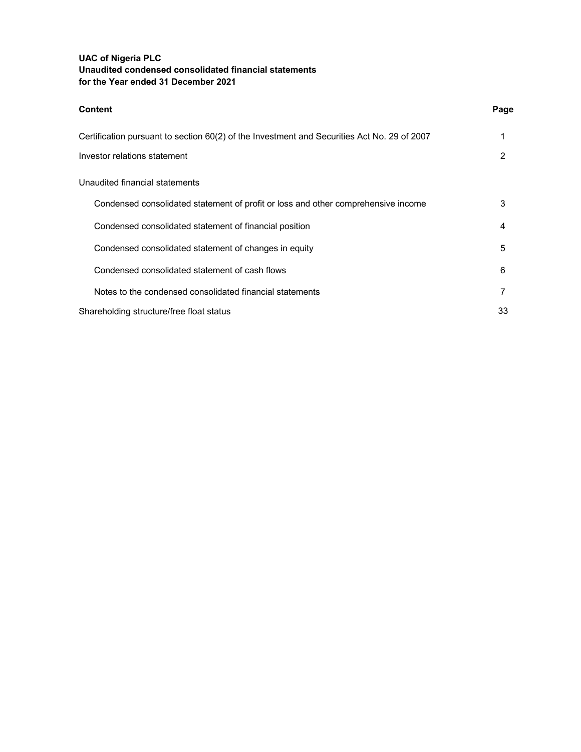**UAC of Nigeria PLC**
**Unaudited condensed consolidated financial statements**
**for the Year ended 31 December 2021**

| **Content** | **Page** |
|---|---|
| Certification pursuant to section 60(2) of the Investment and Securities Act No. 29 of 2007 | 1 |
| Investor relations statement | 2 |
| Unaudited financial statements | |
| Condensed consolidated statement of profit or loss and other comprehensive income | 3 |
| Condensed consolidated statement of financial position | 4 |
| Condensed consolidated statement of changes in equity | 5 |
| Condensed consolidated statement of cash flows | 6 |
| Notes to the condensed consolidated financial statements | 7 |
| Shareholding structure/free float status | 33 |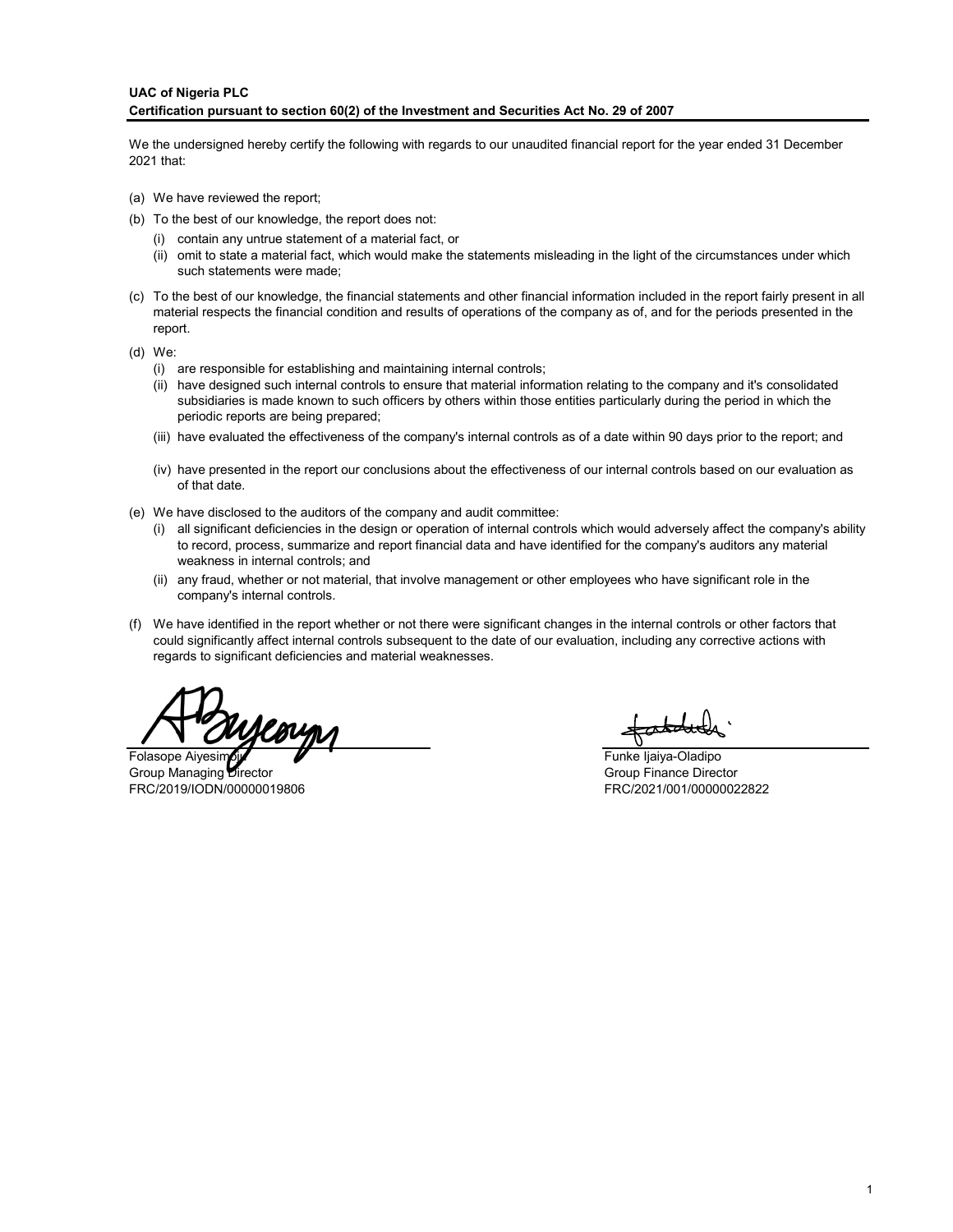**UAC of Nigeria PLC**

**Certification pursuant to section 60(2) of the Investment and Securities Act No. 29 of 2007**

We the undersigned hereby certify the following with regards to our unaudited financial report for the year ended 31 December 2021 that:

(a) We have reviewed the report;

(b) To the best of our knowledge, the report does not:

- (i) contain any untrue statement of a material fact, or
- (ii) omit to state a material fact, which would make the statements misleading in the light of the circumstances under which such statements were made;

(c) To the best of our knowledge, the financial statements and other financial information included in the report fairly present in all material respects the financial condition and results of operations of the company as of, and for the periods presented in the report.

(d) We:

- (i) are responsible for establishing and maintaining internal controls;
- (ii) have designed such internal controls to ensure that material information relating to the company and it's consolidated subsidiaries is made known to such officers by others within those entities particularly during the period in which the periodic reports are being prepared;
- (iii) have evaluated the effectiveness of the company's internal controls as of a date within 90 days prior to the report; and
- (iv) have presented in the report our conclusions about the effectiveness of our internal controls based on our evaluation as of that date.

(e) We have disclosed to the auditors of the company and audit committee:

- (i) all significant deficiencies in the design or operation of internal controls which would adversely affect the company's ability to record, process, summarize and report financial data and have identified for the company's auditors any material weakness in internal controls; and
- (ii) any fraud, whether or not material, that involve management or other employees who have significant role in the company's internal controls.

(f) We have identified in the report whether or not there were significant changes in the internal controls or other factors that could significantly affect internal controls subsequent to the date of our evaluation, including any corrective actions with regards to significant deficiencies and material weaknesses.

Folasope Aiyesimoju
Group Managing Director
FRC/2019/IODN/00000019806

Funke Ijaiya-Oladipo
Group Finance Director
FRC/2021/001/00000022822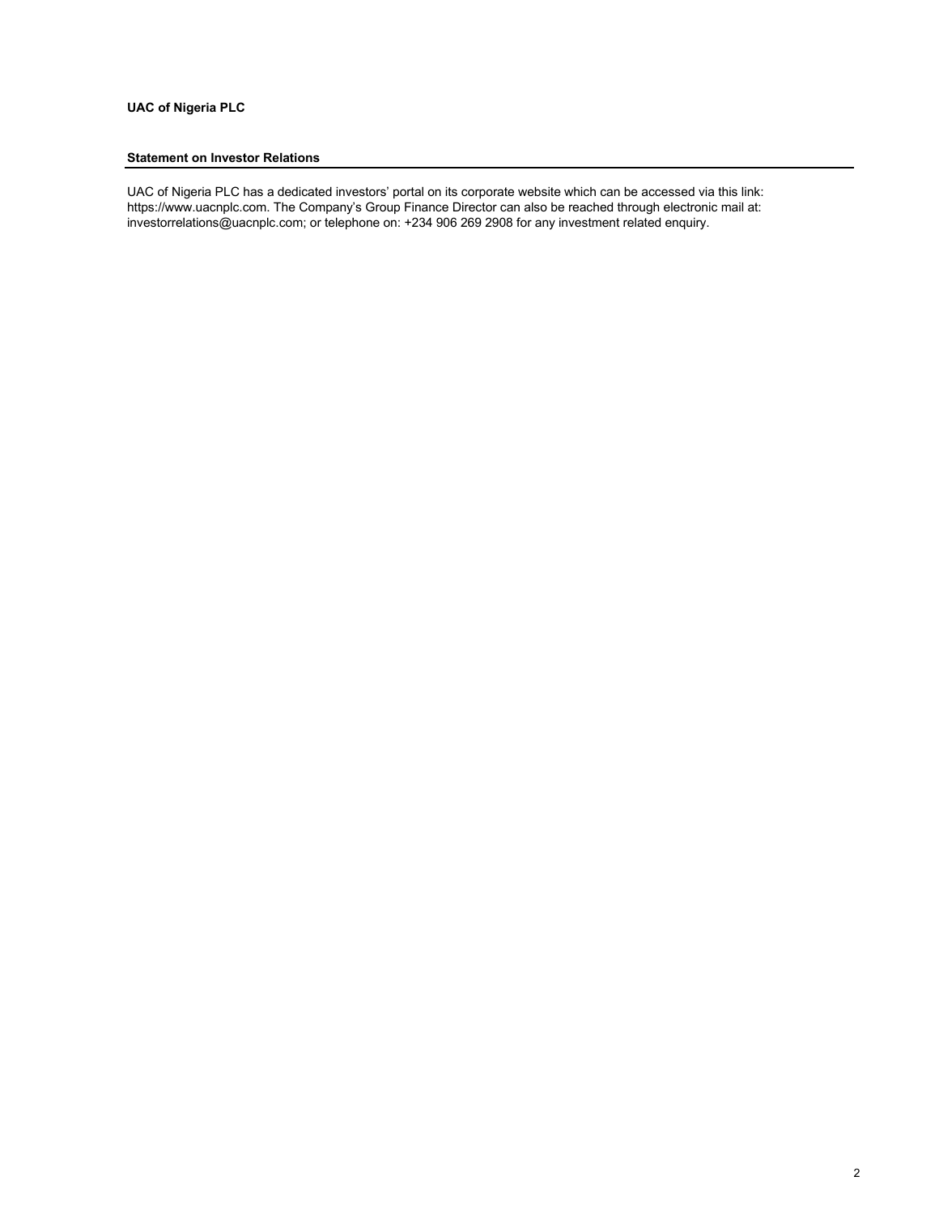**UAC of Nigeria PLC**

## Statement on Investor Relations

UAC of Nigeria PLC has a dedicated investors' portal on its corporate website which can be accessed via this link: https://www.uacnplc.com. The Company's Group Finance Director can also be reached through electronic mail at: investorrelations@uacnplc.com; or telephone on: +234 906 269 2908 for any investment related enquiry.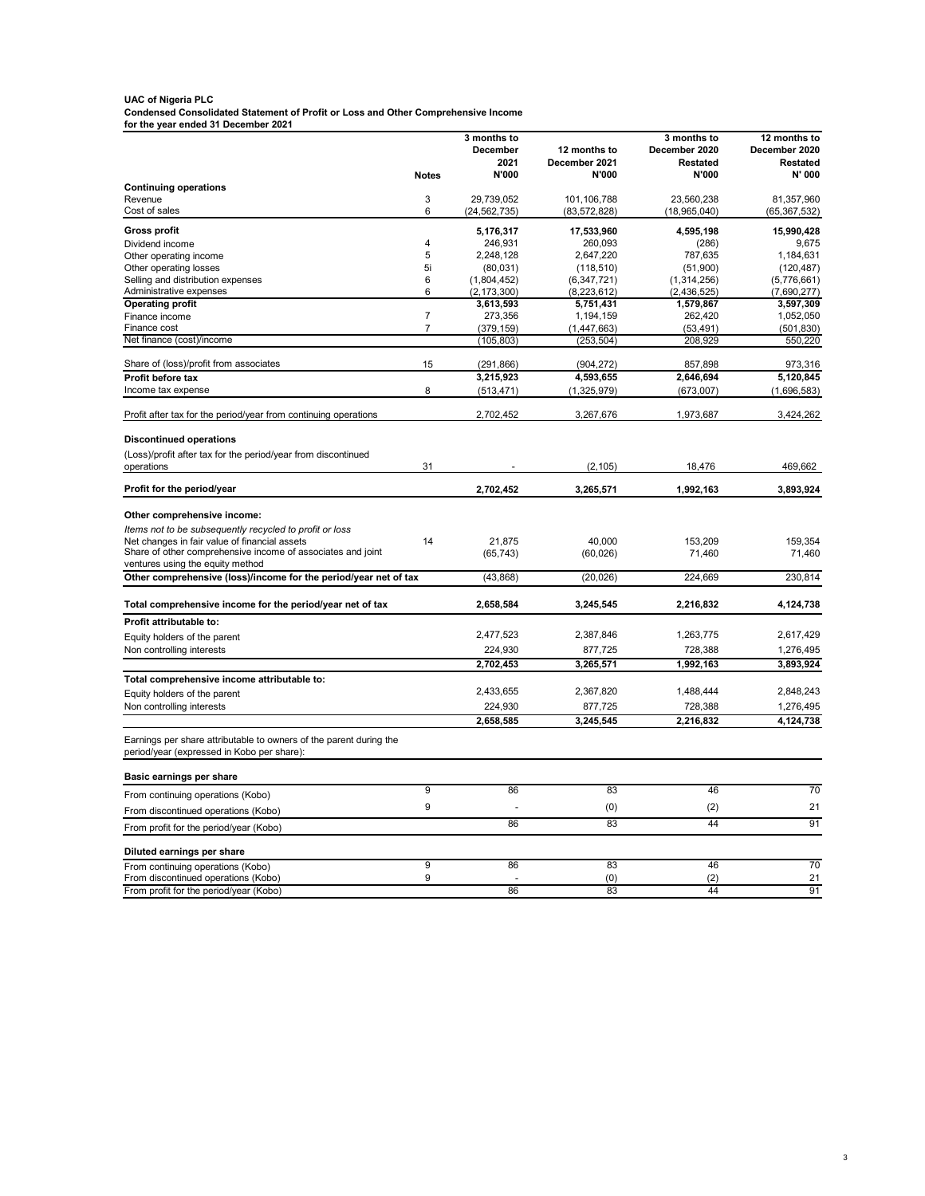**UAC of Nigeria PLC**
**Condensed Consolidated Statement of Profit or Loss and Other Comprehensive Income**
**for the year ended 31 December 2021**

| | Notes | 3 months to December 2021 N'000 | 12 months to December 2021 N'000 | 3 months to December 2020 Restated N'000 | 12 months to December 2020 Restated N' 000 |
|---|---|---|---|---|---|
| **Continuing operations** | | | | | |
| Revenue | 3 | 29,739,052 | 101,106,788 | 23,560,238 | 81,357,960 |
| Cost of sales | 6 | (24,562,735) | (83,572,828) | (18,965,040) | (65,367,532) |
| **Gross profit** | | **5,176,317** | **17,533,960** | **4,595,198** | **15,990,428** |
| Dividend income | 4 | 246,931 | 260,093 | (286) | 9,675 |
| Other operating income | 5 | 2,248,128 | 2,647,220 | 787,635 | 1,184,631 |
| Other operating losses | 5i | (80,031) | (118,510) | (51,900) | (120,487) |
| Selling and distribution expenses | 6 | (1,804,452) | (6,347,721) | (1,314,256) | (5,776,661) |
| Administrative expenses | 6 | (2,173,300) | (8,223,612) | (2,436,525) | (7,690,277) |
| **Operating profit** | | **3,613,593** | **5,751,431** | **1,579,867** | **3,597,309** |
| Finance income | 7 | 273,356 | 1,194,159 | 262,420 | 1,052,050 |
| Finance cost | 7 | (379,159) | (1,447,663) | (53,491) | (501,830) |
| Net finance (cost)/income | | (105,803) | (253,504) | 208,929 | 550,220 |
| Share of (loss)/profit from associates | 15 | (291,866) | (904,272) | 857,898 | 973,316 |
| **Profit before tax** | | **3,215,923** | **4,593,655** | **2,646,694** | **5,120,845** |
| Income tax expense | 8 | (513,471) | (1,325,979) | (673,007) | (1,696,583) |
| Profit after tax for the period/year from continuing operations | | 2,702,452 | 3,267,676 | 1,973,687 | 3,424,262 |
| **Discontinued operations** | | | | | |
| (Loss)/profit after tax for the period/year from discontinued operations | 31 | - | (2,105) | 18,476 | 469,662 |
| **Profit for the period/year** | | **2,702,452** | **3,265,571** | **1,992,163** | **3,893,924** |
| **Other comprehensive income:** | | | | | |
| *Items not to be subsequently recycled to profit or loss* | | | | | |
| Net changes in fair value of financial assets | 14 | 21,875 | 40,000 | 153,209 | 159,354 |
| Share of other comprehensive income of associates and joint ventures using the equity method | | (65,743) | (60,026) | 71,460 | 71,460 |
| **Other comprehensive (loss)/income for the period/year net of tax** | | (43,868) | (20,026) | 224,669 | 230,814 |
| **Total comprehensive income for the period/year net of tax** | | **2,658,584** | **3,245,545** | **2,216,832** | **4,124,738** |
| **Profit attributable to:** | | | | | |
| Equity holders of the parent | | 2,477,523 | 2,387,846 | 1,263,775 | 2,617,429 |
| Non controlling interests | | 224,930 | 877,725 | 728,388 | 1,276,495 |
| | | **2,702,453** | **3,265,571** | **1,992,163** | **3,893,924** |
| **Total comprehensive income attributable to:** | | | | | |
| Equity holders of the parent | | 2,433,655 | 2,367,820 | 1,488,444 | 2,848,243 |
| Non controlling interests | | 224,930 | 877,725 | 728,388 | 1,276,495 |
| | | **2,658,585** | **3,245,545** | **2,216,832** | **4,124,738** |
| Earnings per share attributable to owners of the parent during the period/year (expressed in Kobo per share): | | | | | |
| **Basic earnings per share** | | | | | |
| From continuing operations (Kobo) | 9 | 86 | 83 | 46 | 70 |
| From discontinued operations (Kobo) | 9 | - | (0) | (2) | 21 |
| From profit for the period/year (Kobo) | | 86 | 83 | 44 | 91 |
| **Diluted earnings per share** | | | | | |
| From continuing operations (Kobo) | 9 | 86 | 83 | 46 | 70 |
| From discontinued operations (Kobo) | 9 | - | (0) | (2) | 21 |
| From profit for the period/year (Kobo) | | 86 | 83 | 44 | 91 |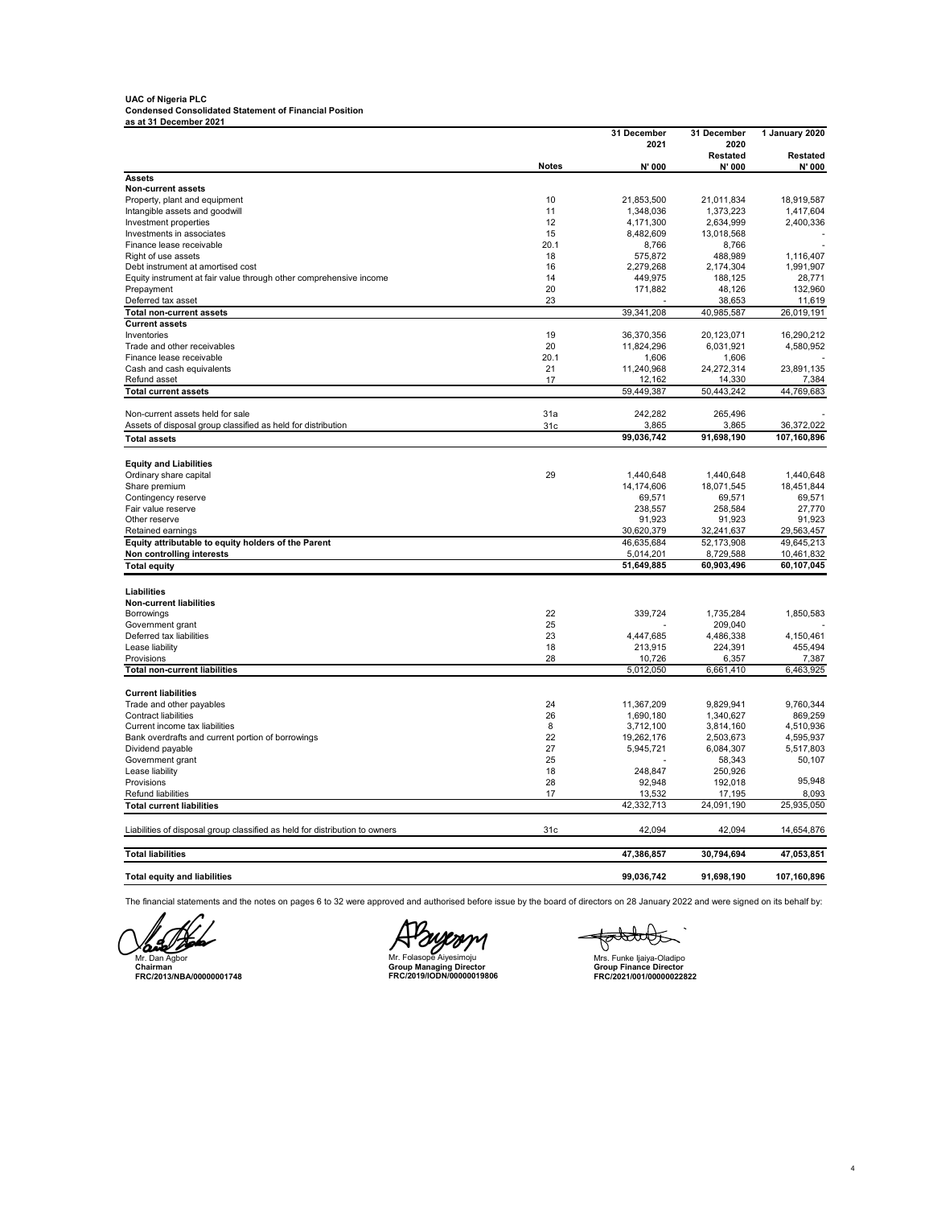**UAC of Nigeria PLC**
**Condensed Consolidated Statement of Financial Position**
**as at 31 December 2021**

| | Notes | 31 December 2021 N' 000 | 31 December 2020 Restated N' 000 | 1 January 2020 Restated N' 000 |
|---|---|---|---|---|
| **Assets** | | | | |
| **Non-current assets** | | | | |
| Property, plant and equipment | 10 | 21,853,500 | 21,011,834 | 18,919,587 |
| Intangible assets and goodwill | 11 | 1,348,036 | 1,373,223 | 1,417,604 |
| Investment properties | 12 | 4,171,300 | 2,634,999 | 2,400,336 |
| Investments in associates | 15 | 8,482,609 | 13,018,568 | - |
| Finance lease receivable | 20.1 | 8,766 | 8,766 | - |
| Right of use assets | 18 | 575,872 | 488,989 | 1,116,407 |
| Debt instrument at amortised cost | 16 | 2,279,268 | 2,174,304 | 1,991,907 |
| Equity instrument at fair value through other comprehensive income | 14 | 449,975 | 188,125 | 28,771 |
| Prepayment | 20 | 171,882 | 48,126 | 132,960 |
| Deferred tax asset | 23 | - | 38,653 | 11,619 |
| **Total non-current assets** | | 39,341,208 | 40,985,587 | 26,019,191 |
| **Current assets** | | | | |
| Inventories | 19 | 36,370,356 | 20,123,071 | 16,290,212 |
| Trade and other receivables | 20 | 11,824,296 | 6,031,921 | 4,580,952 |
| Finance lease receivable | 20.1 | 1,606 | 1,606 | - |
| Cash and cash equivalents | 21 | 11,240,968 | 24,272,314 | 23,891,135 |
| Refund asset | 17 | 12,162 | 14,330 | 7,384 |
| **Total current assets** | | 59,449,387 | 50,443,242 | 44,769,683 |
| Non-current assets held for sale | 31a | 242,282 | 265,496 | - |
| Assets of disposal group classified as held for distribution | 31c | 3,865 | 3,865 | 36,372,022 |
| **Total assets** | | **99,036,742** | **91,698,190** | **107,160,896** |
| **Equity and Liabilities** | | | | |
| Ordinary share capital | 29 | 1,440,648 | 1,440,648 | 1,440,648 |
| Share premium | | 14,174,606 | 18,071,545 | 18,451,844 |
| Contingency reserve | | 69,571 | 69,571 | 69,571 |
| Fair value reserve | | 238,557 | 258,584 | 27,770 |
| Other reserve | | 91,923 | 91,923 | 91,923 |
| Retained earnings | | 30,620,379 | 32,241,637 | 29,563,457 |
| **Equity attributable to equity holders of the Parent** | | 46,635,684 | 52,173,908 | 49,645,213 |
| **Non controlling interests** | | 5,014,201 | 8,729,588 | 10,461,832 |
| **Total equity** | | **51,649,885** | **60,903,496** | **60,107,045** |
| **Liabilities** | | | | |
| **Non-current liabilities** | | | | |
| Borrowings | 22 | 339,724 | 1,735,284 | 1,850,583 |
| Government grant | 25 | - | 209,040 | - |
| Deferred tax liabilities | 23 | 4,447,685 | 4,486,338 | 4,150,461 |
| Lease liability | 18 | 213,915 | 224,391 | 455,494 |
| Provisions | 28 | 10,726 | 6,357 | 7,387 |
| **Total non-current liabilities** | | 5,012,050 | 6,661,410 | 6,463,925 |
| **Current liabilities** | | | | |
| Trade and other payables | 24 | 11,367,209 | 9,829,941 | 9,760,344 |
| Contract liabilities | 26 | 1,690,180 | 1,340,627 | 869,259 |
| Current income tax liabilities | 8 | 3,712,100 | 3,814,160 | 4,510,936 |
| Bank overdrafts and current portion of borrowings | 22 | 19,262,176 | 2,503,673 | 4,595,937 |
| Dividend payable | 27 | 5,945,721 | 6,084,307 | 5,517,803 |
| Government grant | 25 | - | 58,343 | 50,107 |
| Lease liability | 18 | 248,847 | 250,926 | |
| Provisions | 28 | 92,948 | 192,018 | 95,948 |
| Refund liabilities | 17 | 13,532 | 17,195 | 8,093 |
| **Total current liabilities** | | 42,332,713 | 24,091,190 | 25,935,050 |
| Liabilities of disposal group classified as held for distribution to owners | 31c | 42,094 | 42,094 | 14,654,876 |
| **Total liabilities** | | **47,386,857** | **30,794,694** | **47,053,851** |
| **Total equity and liabilities** | | **99,036,742** | **91,698,190** | **107,160,896** |

The financial statements and the notes on pages 6 to 32 were approved and authorised before issue by the board of directors on 28 January 2022 and were signed on its behalf by:

Mr. Dan Agbor
**Chairman**
**FRC/2013/NBA/00000001748**

Mr. Folasope Aiyesimoju
**Group Managing Director**
**FRC/2019/IODN/00000019806**

Mrs. Funke Ijaiya-Oladipo
**Group Finance Director**
**FRC/2021/001/00000022822**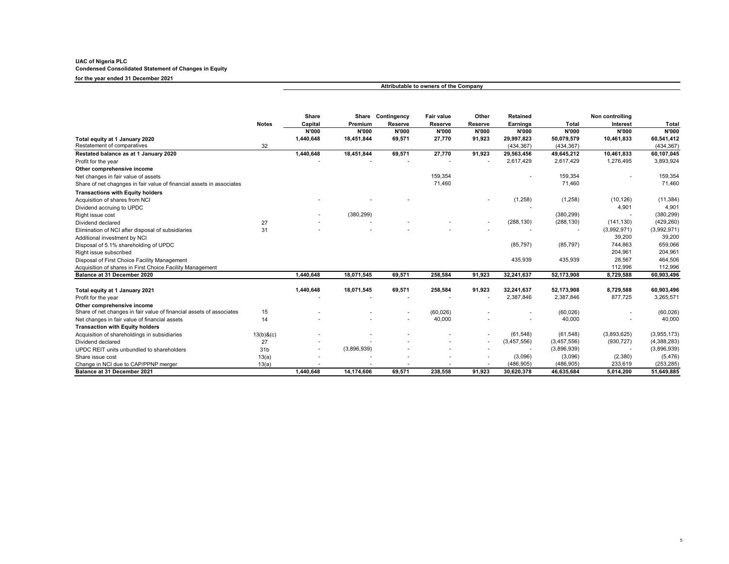**UAC of Nigeria PLC**
**Condensed Consolidated Statement of Changes in Equity**
**for the year ended 31 December 2021**

| | | Attributable to owners of the Company | | | | | | | | |
|---|---|---|---|---|---|---|---|---|---|---|
| | **Notes** | **Share Capital** | **Share Premium** | **Contingency Reserve** | **Fair value Reserve** | **Other Reserve** | **Retained Earnings** | **Total** | **Non controlling Interest** | **Total** |
| | | **N'000** | **N'000** | **N'000** | **N'000** | **N'000** | **N'000** | **N'000** | **N'000** | **N'000** |
| **Total equity at 1 January 2020** | | **1,440,648** | **18,451,844** | **69,571** | **27,770** | **91,923** | **29,997,823** | **50,079,579** | **10,461,833** | **60,541,412** |
| Restatement of comparatives | 32 | | | | | | (434,367) | (434,367) | | (434,367) |
| **Restated balance as at 1 January 2020** | | **1,440,648** | **18,451,844** | **69,571** | **27,770** | **91,923** | **29,563,456** | **49,645,212** | **10,461,833** | **60,107,045** |
| Profit for the year | | - | - | - | - | - | 2,617,429 | 2,617,429 | 1,276,495 | 3,893,924 |
| **Other comprehensive income** | | | | | | | | | | |
| Net changes in fair value of assets | | | | | 159,354 | | - | 159,354 | - | 159,354 |
| Share of net chagnges in fair value of financial assets in associates | | | | | 71,460 | | | 71,460 | | 71,460 |
| **Transactions with Equity holders** | | | | | | | | | | |
| Acquisition of shares from NCI | | - | - | - | | - | (1,258) | (1,258) | (10,126) | (11,384) |
| Dividend accruing to UPDC | | | | | | | - | | 4,901 | 4,901 |
| Right issue cost | | - | (380,299) | | | | | (380,299) | - | (380,299) |
| Dividend declared | 27 | - | - | - | - | - | (288,130) | (288,130) | (141,130) | (429,260) |
| Elimination of NCI after disposal of subsidiaries | 31 | - | - | - | - | - | - | - | (3,992,971) | (3,992,971) |
| Additional investment by NCI | | | | | | | | | 39,200 | 39,200 |
| Disposal of 5.1% shareholding of UPDC | | | | | | | (85,797) | (85,797) | 744,863 | 659,066 |
| Right issue subscribed | | | | | | | | | 204,961 | 204,961 |
| Disposal of First Choice Facility Management | | | | | | | 435,939 | 435,939 | 28,567 | 464,506 |
| Acquisition of shares in First Choice Facility Management | | | | | | | | | 112,996 | 112,996 |
| **Balance at 31 December 2020** | | **1,440,648** | **18,071,545** | **69,571** | **258,584** | **91,923** | **32,241,637** | **52,173,908** | **8,729,588** | **60,903,496** |
| | | | | | | | | | | |
| **Total equity at 1 January 2021** | | **1,440,648** | **18,071,545** | **69,571** | **258,584** | **91,923** | **32,241,637** | **52,173,908** | **8,729,588** | **60,903,496** |
| Profit for the year | | - | - | - | - | - | 2,387,846 | 2,387,846 | 877,725 | 3,265,571 |
| **Other comprehensive income** | | | | | | | | | | |
| Share of net changes in fair value of financial assets of associates | 15 | - | - | - | (60,026) | - | - | (60,026) | - | (60,026) |
| Net changes in fair value of financial assets | 14 | - | - | - | 40,000 | - | - | 40,000 | - | 40,000 |
| **Transaction with Equity holders** | | | | | | | | | | |
| Acquisition of shareholdings in subsidiaries | 13(b)&(c) | - | - | - | - | - | (61,548) | (61,548) | (3,893,625) | (3,955,173) |
| Dividend declared | 27 | - | - | - | - | - | (3,457,556) | (3,457,556) | (930,727) | (4,388,283) |
| UPDC REIT units unbundled to shareholders | 31b | - | (3,896,939) | - | - | - | - | (3,896,939) | - | (3,896,939) |
| Share issue cost | 13(a) | - | - | - | - | - | (3,096) | (3,096) | (2,380) | (5,476) |
| Change in NCI due to CAP/PPNP merger | 13(a) | - | - | - | - | - | (486,905) | (486,905) | 233,619 | (253,285) |
| **Balance at 31 December 2021** | | **1,440,648** | **14,174,606** | **69,571** | **238,558** | **91,923** | **30,620,378** | **46,635,684** | **5,014,200** | **51,649,885** |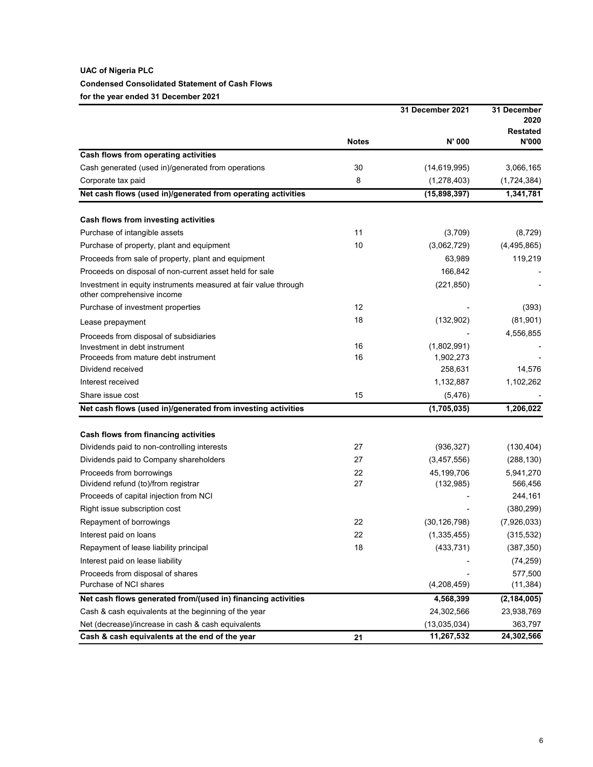**UAC of Nigeria PLC**

**Condensed Consolidated Statement of Cash Flows**

**for the year ended 31 December 2021**

| | Notes | 31 December 2021 N' 000 | 31 December 2020 Restated N'000 |
|---|---|---|---|
| **Cash flows from operating activities** | | | |
| Cash generated (used in)/generated from operations | 30 | (14,619,995) | 3,066,165 |
| Corporate tax paid | 8 | (1,278,403) | (1,724,384) |
| **Net cash flows (used in)/generated from operating activities** | | **(15,898,397)** | **1,341,781** |
| | | | |
| **Cash flows from investing activities** | | | |
| Purchase of intangible assets | 11 | (3,709) | (8,729) |
| Purchase of property, plant and equipment | 10 | (3,062,729) | (4,495,865) |
| Proceeds from sale of property, plant and equipment | | 63,989 | 119,219 |
| Proceeds on disposal of non-current asset held for sale | | 166,842 | - |
| Investment in equity instruments measured at fair value through other comprehensive income | | (221,850) | - |
| Purchase of investment properties | 12 | - | (393) |
| Lease prepayment | 18 | (132,902) | (81,901) |
| Proceeds from disposal of subsidiaries | | - | 4,556,855 |
| Investment in debt instrument | 16 | (1,802,991) | - |
| Proceeds from mature debt instrument | 16 | 1,902,273 | - |
| Dividend received | | 258,631 | 14,576 |
| Interest received | | 1,132,887 | 1,102,262 |
| Share issue cost | 15 | (5,476) | - |
| **Net cash flows (used in)/generated from investing activities** | | **(1,705,035)** | **1,206,022** |
| | | | |
| **Cash flows from financing activities** | | | |
| Dividends paid to non-controlling interests | 27 | (936,327) | (130,404) |
| Dividends paid to Company shareholders | 27 | (3,457,556) | (288,130) |
| Proceeds from borrowings | 22 | 45,199,706 | 5,941,270 |
| Dividend refund (to)/from registrar | 27 | (132,985) | 566,456 |
| Proceeds of capital injection from NCI | | - | 244,161 |
| Right issue subscription cost | | - | (380,299) |
| Repayment of borrowings | 22 | (30,126,798) | (7,926,033) |
| Interest paid on loans | 22 | (1,335,455) | (315,532) |
| Repayment of lease liability principal | 18 | (433,731) | (387,350) |
| Interest paid on lease liability | | - | (74,259) |
| Proceeds from disposal of shares | | - | 577,500 |
| Purchase of NCI shares | | (4,208,459) | (11,384) |
| **Net cash flows generated from/(used in) financing activities** | | **4,568,399** | **(2,184,005)** |
| Cash & cash equivalents at the beginning of the year | | 24,302,566 | 23,938,769 |
| Net (decrease)/increase in cash & cash equivalents | | (13,035,034) | 363,797 |
| **Cash & cash equivalents at the end of the year** | 21 | **11,267,532** | **24,302,566** |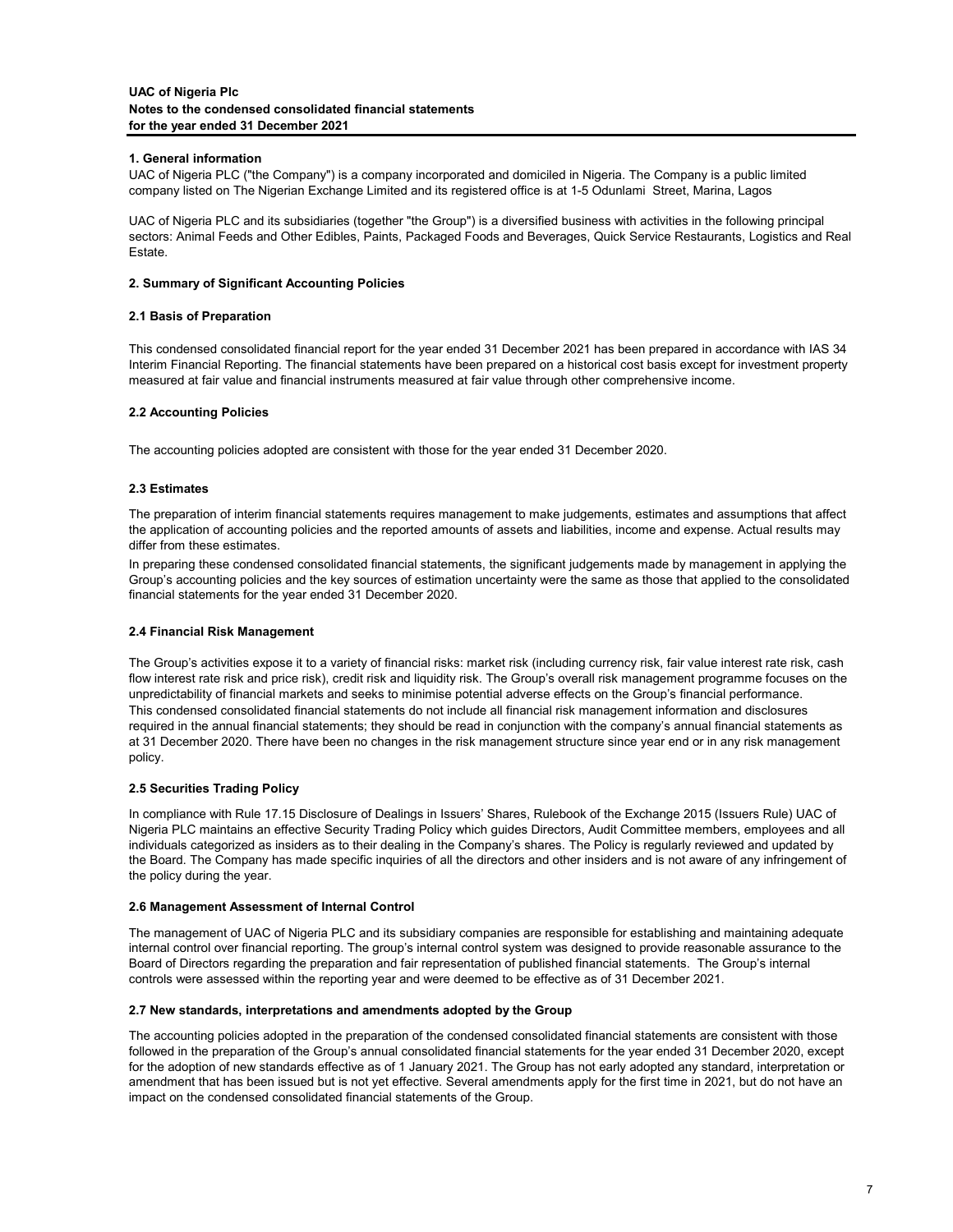**UAC of Nigeria Plc**
**Notes to the condensed consolidated financial statements**
**for the year ended 31 December 2021**

### 1. General information

UAC of Nigeria PLC ("the Company") is a company incorporated and domiciled in Nigeria. The Company is a public limited company listed on The Nigerian Exchange Limited and its registered office is at 1-5 Odunlami Street, Marina, Lagos

UAC of Nigeria PLC and its subsidiaries (together "the Group") is a diversified business with activities in the following principal sectors: Animal Feeds and Other Edibles, Paints, Packaged Foods and Beverages, Quick Service Restaurants, Logistics and Real Estate.

### 2. Summary of Significant Accounting Policies

#### 2.1 Basis of Preparation

This condensed consolidated financial report for the year ended 31 December 2021 has been prepared in accordance with IAS 34 Interim Financial Reporting. The financial statements have been prepared on a historical cost basis except for investment property measured at fair value and financial instruments measured at fair value through other comprehensive income.

#### 2.2 Accounting Policies

The accounting policies adopted are consistent with those for the year ended 31 December 2020.

#### 2.3 Estimates

The preparation of interim financial statements requires management to make judgements, estimates and assumptions that affect the application of accounting policies and the reported amounts of assets and liabilities, income and expense. Actual results may differ from these estimates.

In preparing these condensed consolidated financial statements, the significant judgements made by management in applying the Group's accounting policies and the key sources of estimation uncertainty were the same as those that applied to the consolidated financial statements for the year ended 31 December 2020.

#### 2.4 Financial Risk Management

The Group's activities expose it to a variety of financial risks: market risk (including currency risk, fair value interest rate risk, cash flow interest rate risk and price risk), credit risk and liquidity risk. The Group's overall risk management programme focuses on the unpredictability of financial markets and seeks to minimise potential adverse effects on the Group's financial performance.
This condensed consolidated financial statements do not include all financial risk management information and disclosures required in the annual financial statements; they should be read in conjunction with the company's annual financial statements as at 31 December 2020. There have been no changes in the risk management structure since year end or in any risk management policy.

#### 2.5 Securities Trading Policy

In compliance with Rule 17.15 Disclosure of Dealings in Issuers' Shares, Rulebook of the Exchange 2015 (Issuers Rule) UAC of Nigeria PLC maintains an effective Security Trading Policy which guides Directors, Audit Committee members, employees and all individuals categorized as insiders as to their dealing in the Company's shares. The Policy is regularly reviewed and updated by the Board. The Company has made specific inquiries of all the directors and other insiders and is not aware of any infringement of the policy during the year.

#### 2.6 Management Assessment of Internal Control

The management of UAC of Nigeria PLC and its subsidiary companies are responsible for establishing and maintaining adequate internal control over financial reporting. The group's internal control system was designed to provide reasonable assurance to the Board of Directors regarding the preparation and fair representation of published financial statements. The Group's internal controls were assessed within the reporting year and were deemed to be effective as of 31 December 2021.

#### 2.7 New standards, interpretations and amendments adopted by the Group

The accounting policies adopted in the preparation of the condensed consolidated financial statements are consistent with those followed in the preparation of the Group's annual consolidated financial statements for the year ended 31 December 2020, except for the adoption of new standards effective as of 1 January 2021. The Group has not early adopted any standard, interpretation or amendment that has been issued but is not yet effective. Several amendments apply for the first time in 2021, but do not have an impact on the condensed consolidated financial statements of the Group.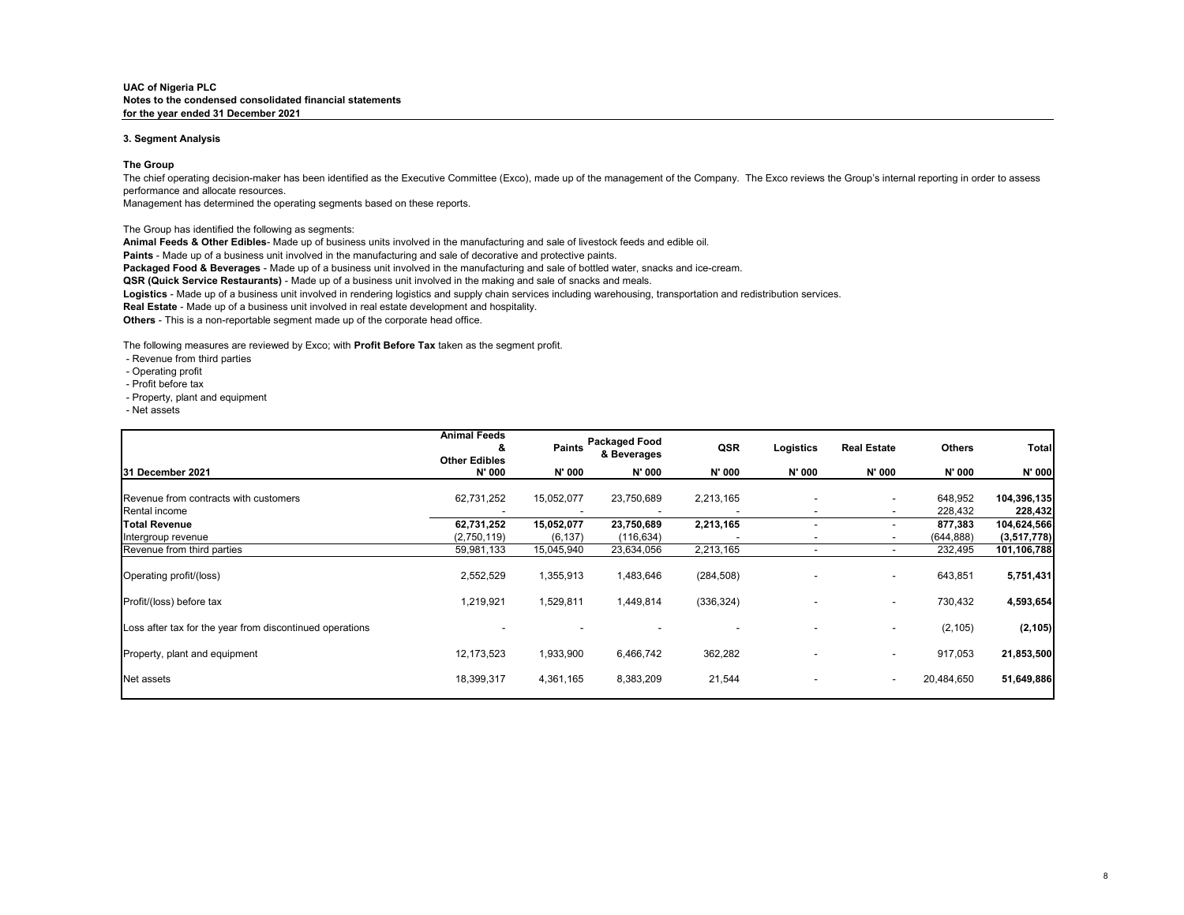**UAC of Nigeria PLC**
**Notes to the condensed consolidated financial statements**
**for the year ended 31 December 2021**

### 3. Segment Analysis

**The Group**

The chief operating decision-maker has been identified as the Executive Committee (Exco), made up of the management of the Company. The Exco reviews the Group's internal reporting in order to assess performance and allocate resources.

Management has determined the operating segments based on these reports.

The Group has identified the following as segments:

**Animal Feeds & Other Edibles**- Made up of business units involved in the manufacturing and sale of livestock feeds and edible oil.
**Paints** - Made up of a business unit involved in the manufacturing and sale of decorative and protective paints.
**Packaged Food & Beverages** - Made up of a business unit involved in the manufacturing and sale of bottled water, snacks and ice-cream.
**QSR (Quick Service Restaurants)** - Made up of a business unit involved in the making and sale of snacks and meals.
**Logistics** - Made up of a business unit involved in rendering logistics and supply chain services including warehousing, transportation and redistribution services.
**Real Estate** - Made up of a business unit involved in real estate development and hospitality.
**Others** - This is a non-reportable segment made up of the corporate head office.

The following measures are reviewed by Exco; with **Profit Before Tax** taken as the segment profit.

- Revenue from third parties
- Operating profit
- Profit before tax
- Property, plant and equipment
- Net assets

| | Animal Feeds & Other Edibles | Paints | Packaged Food & Beverages | QSR | Logistics | Real Estate | Others | Total |
|---|---|---|---|---|---|---|---|---|
| **31 December 2021** | **N' 000** | **N' 000** | **N' 000** | **N' 000** | **N' 000** | **N' 000** | **N' 000** | **N' 000** |
| Revenue from contracts with customers | 62,731,252 | 15,052,077 | 23,750,689 | 2,213,165 | - | - | 648,952 | **104,396,135** |
| Rental income | - | - | - | - | - | - | 228,432 | **228,432** |
| **Total Revenue** | **62,731,252** | **15,052,077** | **23,750,689** | **2,213,165** | - | - | **877,383** | **104,624,566** |
| Intergroup revenue | (2,750,119) | (6,137) | (116,634) | - | - | - | (644,888) | **(3,517,778)** |
| Revenue from third parties | 59,981,133 | 15,045,940 | 23,634,056 | 2,213,165 | - | - | 232,495 | **101,106,788** |
| Operating profit/(loss) | 2,552,529 | 1,355,913 | 1,483,646 | (284,508) | - | - | 643,851 | **5,751,431** |
| Profit/(loss) before tax | 1,219,921 | 1,529,811 | 1,449,814 | (336,324) | - | - | 730,432 | **4,593,654** |
| Loss after tax for the year from discontinued operations | - | - | - | - | - | - | (2,105) | **(2,105)** |
| Property, plant and equipment | 12,173,523 | 1,933,900 | 6,466,742 | 362,282 | - | - | 917,053 | **21,853,500** |
| Net assets | 18,399,317 | 4,361,165 | 8,383,209 | 21,544 | - | - | 20,484,650 | **51,649,886** |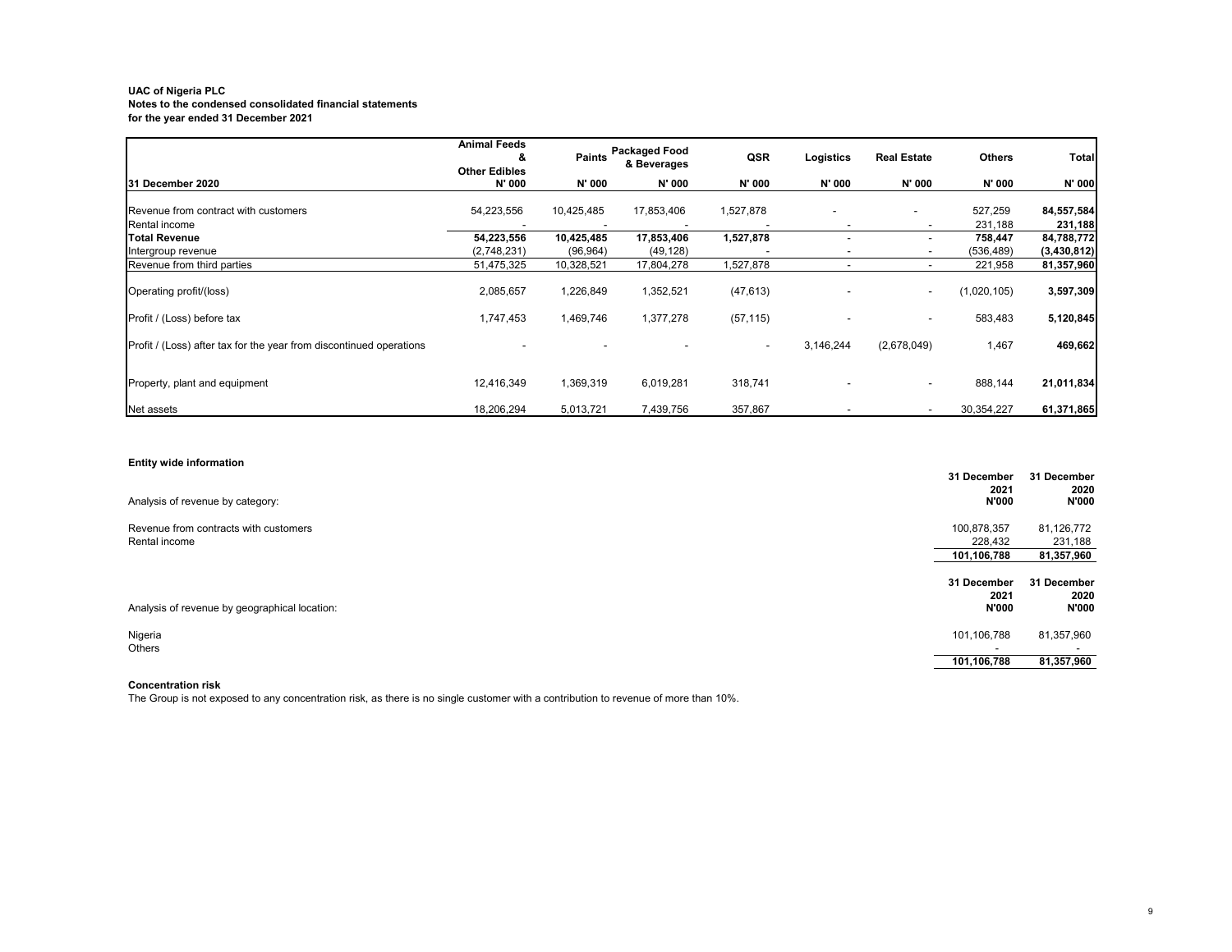**UAC of Nigeria PLC**
**Notes to the condensed consolidated financial statements**
**for the year ended 31 December 2021**

| 31 December 2020 | Animal Feeds & Other Edibles N' 000 | Paints N' 000 | Packaged Food & Beverages N' 000 | QSR N' 000 | Logistics N' 000 | Real Estate N' 000 | Others N' 000 | Total N' 000 |
|---|---|---|---|---|---|---|---|---|
| Revenue from contract with customers | 54,223,556 | 10,425,485 | 17,853,406 | 1,527,878 | - | - | 527,259 | **84,557,584** |
| Rental income | - | - | - | - | - | - | 231,188 | **231,188** |
| **Total Revenue** | **54,223,556** | **10,425,485** | **17,853,406** | **1,527,878** | - | - | **758,447** | **84,788,772** |
| Intergroup revenue | (2,748,231) | (96,964) | (49,128) | - | - | - | (536,489) | **(3,430,812)** |
| Revenue from third parties | 51,475,325 | 10,328,521 | 17,804,278 | 1,527,878 | - | - | 221,958 | **81,357,960** |
| Operating profit/(loss) | 2,085,657 | 1,226,849 | 1,352,521 | (47,613) | - | - | (1,020,105) | **3,597,309** |
| Profit / (Loss) before tax | 1,747,453 | 1,469,746 | 1,377,278 | (57,115) | - | - | 583,483 | **5,120,845** |
| Profit / (Loss) after tax for the year from discontinued operations | - | - | - | - | 3,146,244 | (2,678,049) | 1,467 | **469,662** |
| Property, plant and equipment | 12,416,349 | 1,369,319 | 6,019,281 | 318,741 | - | - | 888,144 | **21,011,834** |
| Net assets | 18,206,294 | 5,013,721 | 7,439,756 | 357,867 | - | - | 30,354,227 | **61,371,865** |

**Entity wide information**

| Analysis of revenue by category: | 31 December 2021 N'000 | 31 December 2020 N'000 |
|---|---|---|
| Revenue from contracts with customers | 100,878,357 | 81,126,772 |
| Rental income | 228,432 | 231,188 |
| | **101,106,788** | **81,357,960** |

| Analysis of revenue by geographical location: | 31 December 2021 N'000 | 31 December 2020 N'000 |
|---|---|---|
| Nigeria | 101,106,788 | 81,357,960 |
| Others | - | - |
| | **101,106,788** | **81,357,960** |

**Concentration risk**

The Group is not exposed to any concentration risk, as there is no single customer with a contribution to revenue of more than 10%.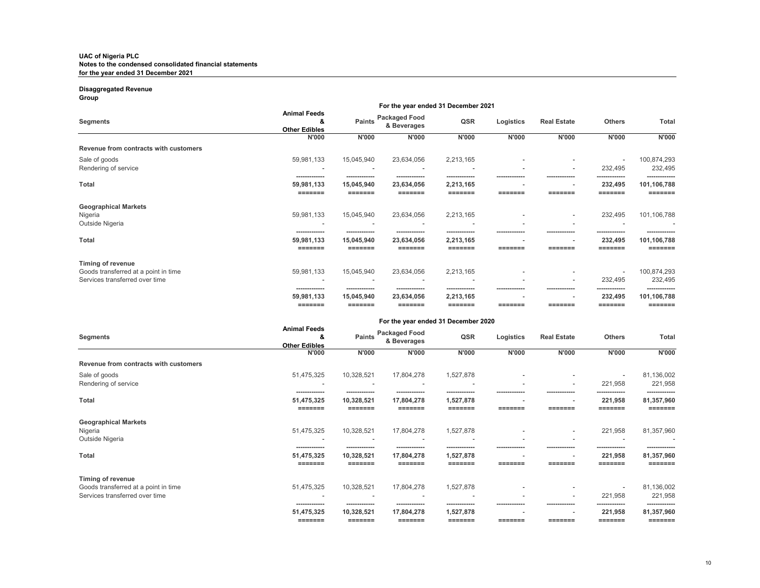**UAC of Nigeria PLC**
**Notes to the condensed consolidated financial statements**
**for the year ended 31 December 2021**

**Disaggregated Revenue**
**Group**

| | For the year ended 31 December 2021 | | | | | | | |
|---|---|---|---|---|---|---|---|---|
| **Segments** | **Animal Feeds & Other Edibles** | **Paints** | **Packaged Food & Beverages** | **QSR** | **Logistics** | **Real Estate** | **Others** | **Total** |
| | **N'000** | **N'000** | **N'000** | **N'000** | **N'000** | **N'000** | **N'000** | **N'000** |
| **Revenue from contracts with customers** | | | | | | | | |
| Sale of goods | 59,981,133 | 15,045,940 | 23,634,056 | 2,213,165 | - | - | - | 100,874,293 |
| Rendering of service | - | - | - | - | - | - | 232,495 | 232,495 |
| **Total** | **59,981,133** | **15,045,940** | **23,634,056** | **2,213,165** | **-** | **-** | **232,495** | **101,106,788** |
| **Geographical Markets** | | | | | | | | |
| Nigeria | 59,981,133 | 15,045,940 | 23,634,056 | 2,213,165 | - | - | 232,495 | 101,106,788 |
| Outside Nigeria | - | - | - | - | - | - | - | - |
| **Total** | **59,981,133** | **15,045,940** | **23,634,056** | **2,213,165** | **-** | **-** | **232,495** | **101,106,788** |
| **Timing of revenue** | | | | | | | | |
| Goods transferred at a point in time | 59,981,133 | 15,045,940 | 23,634,056 | 2,213,165 | - | - | - | 100,874,293 |
| Services transferred over time | - | - | - | - | - | - | 232,495 | 232,495 |
| | **59,981,133** | **15,045,940** | **23,634,056** | **2,213,165** | **-** | **-** | **232,495** | **101,106,788** |

| | For the year ended 31 December 2020 | | | | | | | |
|---|---|---|---|---|---|---|---|---|
| **Segments** | **Animal Feeds & Other Edibles** | **Paints** | **Packaged Food & Beverages** | **QSR** | **Logistics** | **Real Estate** | **Others** | **Total** |
| | **N'000** | **N'000** | **N'000** | **N'000** | **N'000** | **N'000** | **N'000** | **N'000** |
| **Revenue from contracts with customers** | | | | | | | | |
| Sale of goods | 51,475,325 | 10,328,521 | 17,804,278 | 1,527,878 | - | - | - | 81,136,002 |
| Rendering of service | - | - | - | - | - | - | 221,958 | 221,958 |
| **Total** | **51,475,325** | **10,328,521** | **17,804,278** | **1,527,878** | **-** | **-** | **221,958** | **81,357,960** |
| **Geographical Markets** | | | | | | | | |
| Nigeria | 51,475,325 | 10,328,521 | 17,804,278 | 1,527,878 | - | - | 221,958 | 81,357,960 |
| Outside Nigeria | - | - | - | - | - | - | - | - |
| **Total** | **51,475,325** | **10,328,521** | **17,804,278** | **1,527,878** | **-** | **-** | **221,958** | **81,357,960** |
| **Timing of revenue** | | | | | | | | |
| Goods transferred at a point in time | 51,475,325 | 10,328,521 | 17,804,278 | 1,527,878 | - | - | - | 81,136,002 |
| Services transferred over time | - | - | - | - | - | - | 221,958 | 221,958 |
| | **51,475,325** | **10,328,521** | **17,804,278** | **1,527,878** | **-** | **-** | **221,958** | **81,357,960** |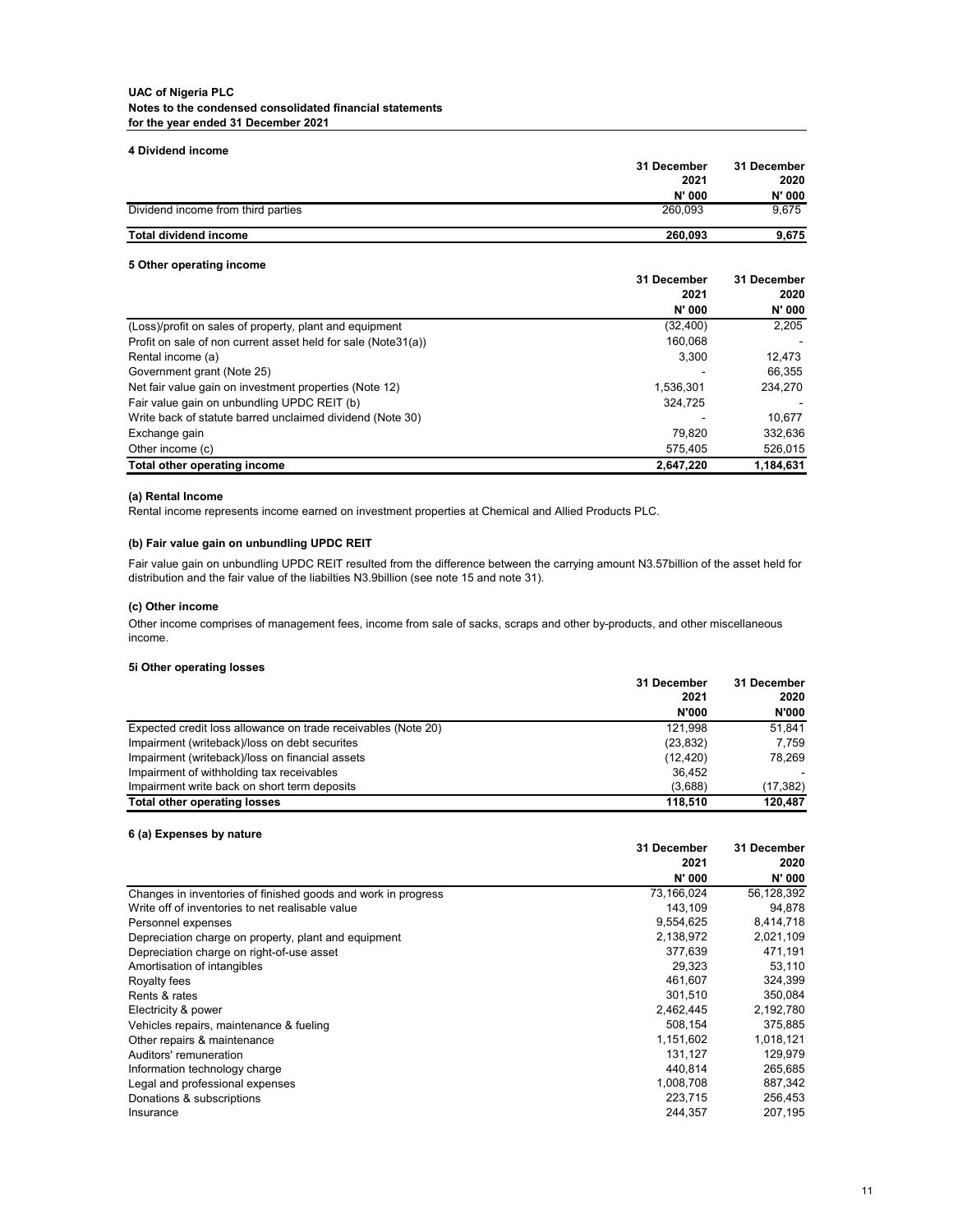**UAC of Nigeria PLC**
**Notes to the condensed consolidated financial statements**
**for the year ended 31 December 2021**

### 4 Dividend income

| | 31 December 2021 N' 000 | 31 December 2020 N' 000 |
|---|---|---|
| Dividend income from third parties | 260,093 | 9,675 |
| **Total dividend income** | **260,093** | **9,675** |

### 5 Other operating income

| | 31 December 2021 N' 000 | 31 December 2020 N' 000 |
|---|---|---|
| (Loss)/profit on sales of property, plant and equipment | (32,400) | 2,205 |
| Profit on sale of non current asset held for sale (Note31(a)) | 160,068 | - |
| Rental income (a) | 3,300 | 12,473 |
| Government grant (Note 25) | - | 66,355 |
| Net fair value gain on investment properties (Note 12) | 1,536,301 | 234,270 |
| Fair value gain on unbundling UPDC REIT (b) | 324,725 | - |
| Write back of statute barred unclaimed dividend (Note 30) | - | 10,677 |
| Exchange gain | 79,820 | 332,636 |
| Other income (c) | 575,405 | 526,015 |
| **Total other operating income** | **2,647,220** | **1,184,631** |

**(a) Rental Income**

Rental income represents income earned on investment properties at Chemical and Allied Products PLC.

**(b) Fair value gain on unbundling UPDC REIT**

Fair value gain on unbundling UPDC REIT resulted from the difference between the carrying amount N3.57billion of the asset held for distribution and the fair value of the liabilties N3.9billion (see note 15 and note 31).

**(c) Other income**

Other income comprises of management fees, income from sale of sacks, scraps and other by-products, and other miscellaneous income.

### 5i Other operating losses

| | 31 December 2021 N'000 | 31 December 2020 N'000 |
|---|---|---|
| Expected credit loss allowance on trade receivables (Note 20) | 121,998 | 51,841 |
| Impairment (writeback)/loss on debt securites | (23,832) | 7,759 |
| Impairment (writeback)/loss on financial assets | (12,420) | 78,269 |
| Impairment of withholding tax receivables | 36,452 | - |
| Impairment write back on short term deposits | (3,688) | (17,382) |
| **Total other operating losses** | **118,510** | **120,487** |

### 6 (a) Expenses by nature

| | 31 December 2021 N' 000 | 31 December 2020 N' 000 |
|---|---|---|
| Changes in inventories of finished goods and work in progress | 73,166,024 | 56,128,392 |
| Write off of inventories to net realisable value | 143,109 | 94,878 |
| Personnel expenses | 9,554,625 | 8,414,718 |
| Depreciation charge on property, plant and equipment | 2,138,972 | 2,021,109 |
| Depreciation charge on right-of-use asset | 377,639 | 471,191 |
| Amortisation of intangibles | 29,323 | 53,110 |
| Royalty fees | 461,607 | 324,399 |
| Rents & rates | 301,510 | 350,084 |
| Electricity & power | 2,462,445 | 2,192,780 |
| Vehicles repairs, maintenance & fueling | 508,154 | 375,885 |
| Other repairs & maintenance | 1,151,602 | 1,018,121 |
| Auditors' remuneration | 131,127 | 129,979 |
| Information technology charge | 440,814 | 265,685 |
| Legal and professional expenses | 1,008,708 | 887,342 |
| Donations & subscriptions | 223,715 | 256,453 |
| Insurance | 244,357 | 207,195 |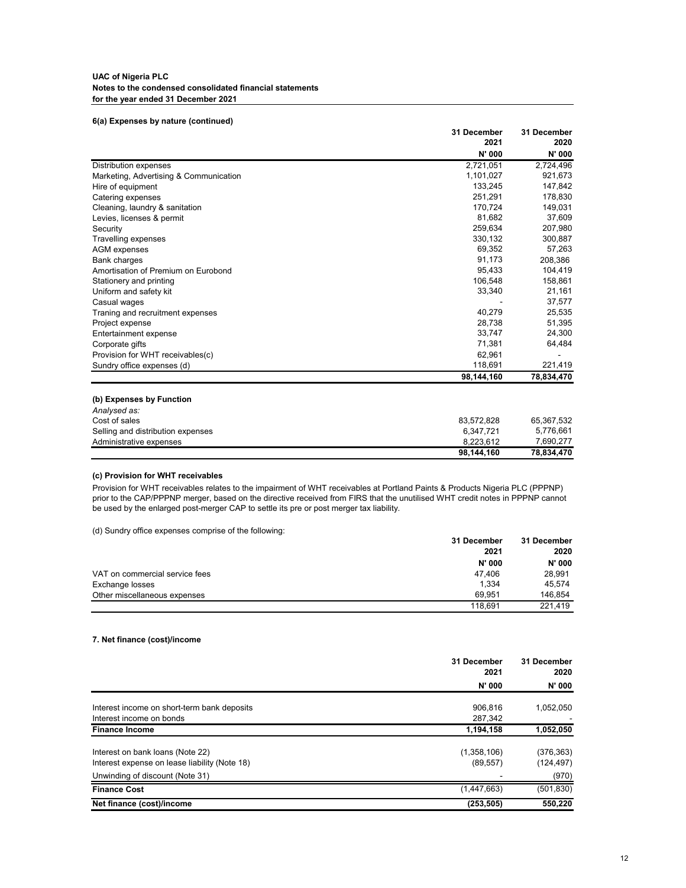**UAC of Nigeria PLC**
**Notes to the condensed consolidated financial statements**
**for the year ended 31 December 2021**

#### 6(a) Expenses by nature (continued)

| | 31 December 2021 | 31 December 2020 |
|---|---|---|
| | N' 000 | N' 000 |
| Distribution expenses | 2,721,051 | 2,724,496 |
| Marketing, Advertising & Communication | 1,101,027 | 921,673 |
| Hire of equipment | 133,245 | 147,842 |
| Catering expenses | 251,291 | 178,830 |
| Cleaning, laundry & sanitation | 170,724 | 149,031 |
| Levies, licenses & permit | 81,682 | 37,609 |
| Security | 259,634 | 207,980 |
| Travelling expenses | 330,132 | 300,887 |
| AGM expenses | 69,352 | 57,263 |
| Bank charges | 91,173 | 208,386 |
| Amortisation of Premium on Eurobond | 95,433 | 104,419 |
| Stationery and printing | 106,548 | 158,861 |
| Uniform and safety kit | 33,340 | 21,161 |
| Casual wages | - | 37,577 |
| Traning and recruitment expenses | 40,279 | 25,535 |
| Project expense | 28,738 | 51,395 |
| Entertainment expense | 33,747 | 24,300 |
| Corporate gifts | 71,381 | 64,484 |
| Provision for WHT receivables(c) | 62,961 | - |
| Sundry office expenses (d) | 118,691 | 221,419 |
| | **98,144,160** | **78,834,470** |

#### (b) Expenses by Function

| | | |
|---|---|---|
| *Analysed as:* | | |
| Cost of sales | 83,572,828 | 65,367,532 |
| Selling and distribution expenses | 6,347,721 | 5,776,661 |
| Administrative expenses | 8,223,612 | 7,690,277 |
| | **98,144,160** | **78,834,470** |

#### (c) Provision for WHT receivables

Provision for WHT receivables relates to the impairment of WHT receivables at Portland Paints & Products Nigeria PLC (PPPNP) prior to the CAP/PPPNP merger, based on the directive received from FIRS that the unutilised WHT credit notes in PPPNP cannot be used by the enlarged post-merger CAP to settle its pre or post merger tax liability.

(d) Sundry office expenses comprise of the following:

| | 31 December 2021 | 31 December 2020 |
|---|---|---|
| | N' 000 | N' 000 |
| VAT on commercial service fees | 47,406 | 28,991 |
| Exchange losses | 1,334 | 45,574 |
| Other miscellaneous expenses | 69,951 | 146,854 |
| | 118,691 | 221,419 |

#### 7. Net finance (cost)/income

| | 31 December 2021 | 31 December 2020 |
|---|---|---|
| | N' 000 | N' 000 |
| Interest income on short-term bank deposits | 906,816 | 1,052,050 |
| Interest income on bonds | 287,342 | - |
| **Finance Income** | **1,194,158** | **1,052,050** |
| Interest on bank loans (Note 22) | (1,358,106) | (376,363) |
| Interest expense on lease liability (Note 18) | (89,557) | (124,497) |
| Unwinding of discount (Note 31) | - | (970) |
| **Finance Cost** | (1,447,663) | (501,830) |
| **Net finance (cost)/income** | **(253,505)** | **550,220** |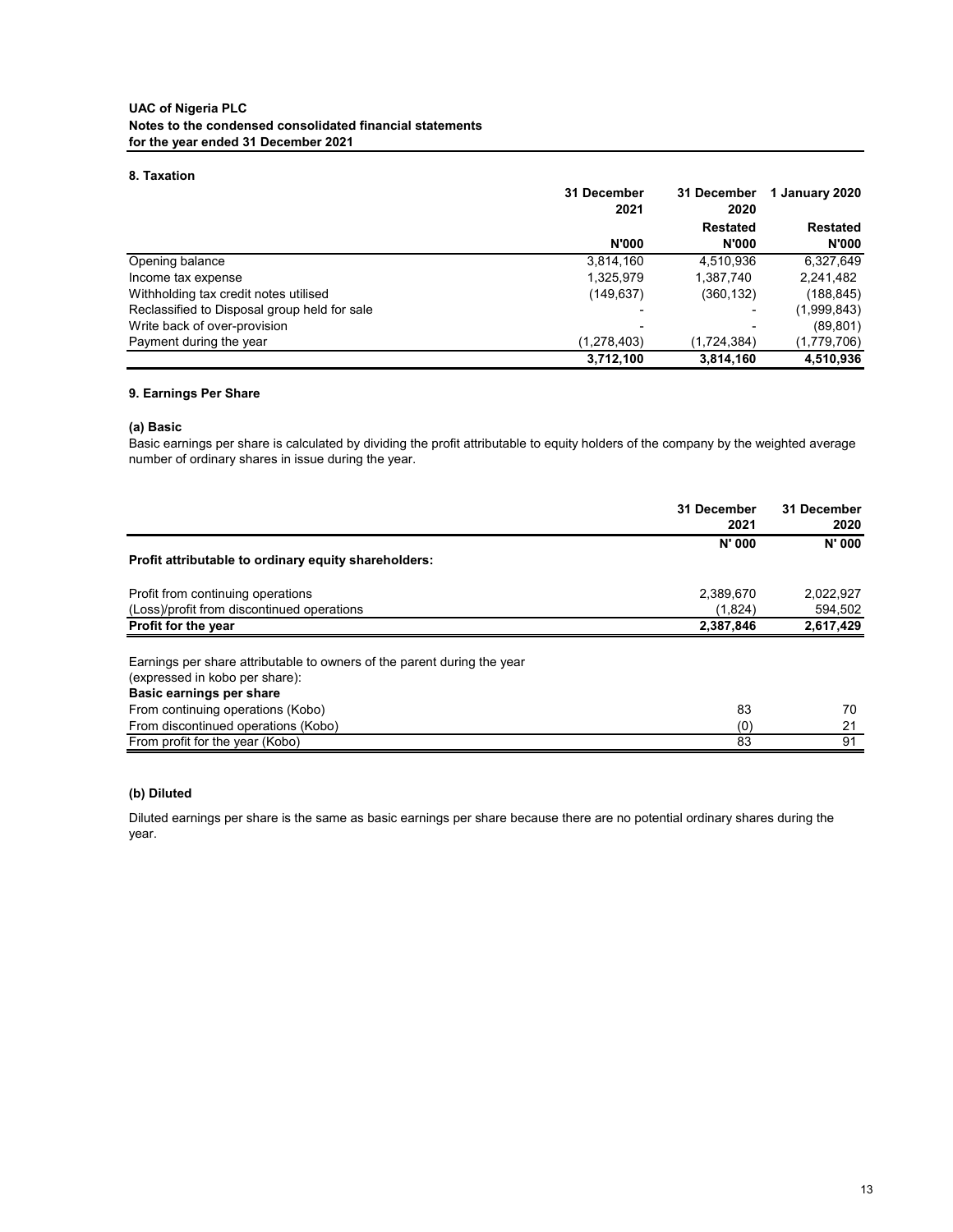**UAC of Nigeria PLC**
**Notes to the condensed consolidated financial statements**
**for the year ended 31 December 2021**

## 8. Taxation

| | 31 December 2021 | 31 December 2020 | 1 January 2020 |
|---|---|---|---|
| | | Restated | Restated |
| | N'000 | N'000 | N'000 |
| Opening balance | 3,814,160 | 4,510,936 | 6,327,649 |
| Income tax expense | 1,325,979 | 1,387,740 | 2,241,482 |
| Withholding tax credit notes utilised | (149,637) | (360,132) | (188,845) |
| Reclassified to Disposal group held for sale | - | - | (1,999,843) |
| Write back of over-provision | - | - | (89,801) |
| Payment during the year | (1,278,403) | (1,724,384) | (1,779,706) |
| | **3,712,100** | **3,814,160** | **4,510,936** |

## 9. Earnings Per Share

### (a) Basic

Basic earnings per share is calculated by dividing the profit attributable to equity holders of the company by the weighted average number of ordinary shares in issue during the year.

| | 31 December 2021 | 31 December 2020 |
|---|---|---|
| | N' 000 | N' 000 |
| **Profit attributable to ordinary equity shareholders:** | | |
| Profit from continuing operations | 2,389,670 | 2,022,927 |
| (Loss)/profit from discontinued operations | (1,824) | 594,502 |
| **Profit for the year** | **2,387,846** | **2,617,429** |
| Earnings per share attributable to owners of the parent during the year (expressed in kobo per share): | | |
| **Basic earnings per share** | | |
| From continuing operations (Kobo) | 83 | 70 |
| From discontinued operations (Kobo) | (0) | 21 |
| From profit for the year (Kobo) | 83 | 91 |

### (b) Diluted

Diluted earnings per share is the same as basic earnings per share because there are no potential ordinary shares during the year.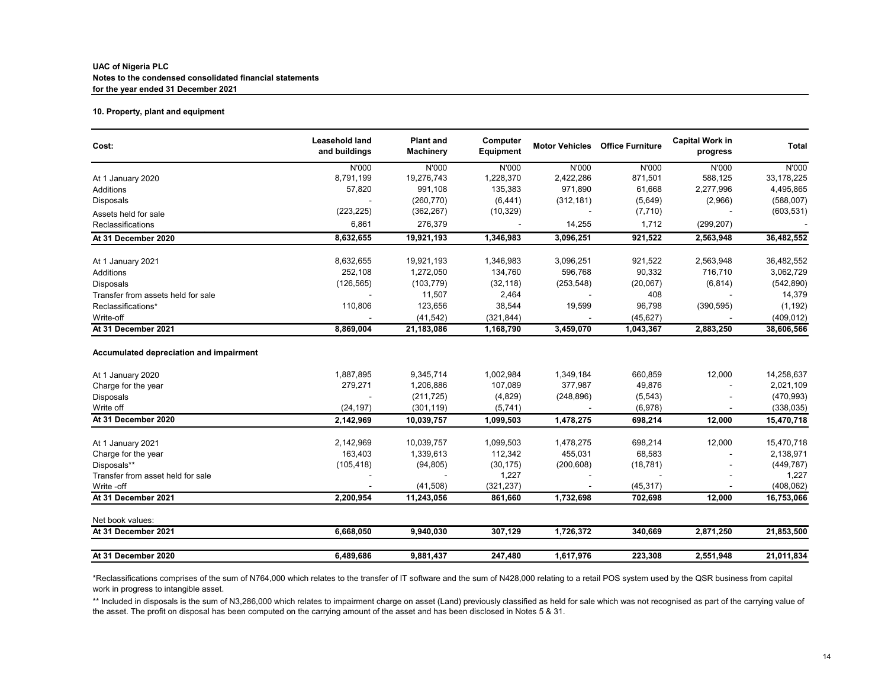**UAC of Nigeria PLC**
**Notes to the condensed consolidated financial statements**
**for the year ended 31 December 2021**

**10. Property, plant and equipment**

| Cost: | Leasehold land and buildings | Plant and Machinery | Computer Equipment | Motor Vehicles | Office Furniture | Capital Work in progress | Total |
|---|---|---|---|---|---|---|---|
| | N'000 | N'000 | N'000 | N'000 | N'000 | N'000 | N'000 |
| At 1 January 2020 | 8,791,199 | 19,276,743 | 1,228,370 | 2,422,286 | 871,501 | 588,125 | 33,178,225 |
| Additions | 57,820 | 991,108 | 135,383 | 971,890 | 61,668 | 2,277,996 | 4,495,865 |
| Disposals | - | (260,770) | (6,441) | (312,181) | (5,649) | (2,966) | (588,007) |
| Assets held for sale | (223,225) | (362,267) | (10,329) | - | (7,710) | - | (603,531) |
| Reclassifications | 6,861 | 276,379 | - | 14,255 | 1,712 | (299,207) | - |
| **At 31 December 2020** | **8,632,655** | **19,921,193** | **1,346,983** | **3,096,251** | **921,522** | **2,563,948** | **36,482,552** |
| At 1 January 2021 | 8,632,655 | 19,921,193 | 1,346,983 | 3,096,251 | 921,522 | 2,563,948 | 36,482,552 |
| Additions | 252,108 | 1,272,050 | 134,760 | 596,768 | 90,332 | 716,710 | 3,062,729 |
| Disposals | (126,565) | (103,779) | (32,118) | (253,548) | (20,067) | (6,814) | (542,890) |
| Transfer from assets held for sale | - | 11,507 | 2,464 | - | 408 | - | 14,379 |
| Reclassifications* | 110,806 | 123,656 | 38,544 | 19,599 | 96,798 | (390,595) | (1,192) |
| Write-off | - | (41,542) | (321,844) | - | (45,627) | - | (409,012) |
| **At 31 December 2021** | **8,869,004** | **21,183,086** | **1,168,790** | **3,459,070** | **1,043,367** | **2,883,250** | **38,606,566** |
| **Accumulated depreciation and impairment** | | | | | | | |
| At 1 January 2020 | 1,887,895 | 9,345,714 | 1,002,984 | 1,349,184 | 660,859 | 12,000 | 14,258,637 |
| Charge for the year | 279,271 | 1,206,886 | 107,089 | 377,987 | 49,876 | - | 2,021,109 |
| Disposals | - | (211,725) | (4,829) | (248,896) | (5,543) | - | (470,993) |
| Write off | (24,197) | (301,119) | (5,741) | - | (6,978) | - | (338,035) |
| **At 31 December 2020** | **2,142,969** | **10,039,757** | **1,099,503** | **1,478,275** | **698,214** | **12,000** | **15,470,718** |
| At 1 January 2021 | 2,142,969 | 10,039,757 | 1,099,503 | 1,478,275 | 698,214 | 12,000 | 15,470,718 |
| Charge for the year | 163,403 | 1,339,613 | 112,342 | 455,031 | 68,583 | - | 2,138,971 |
| Disposals** | (105,418) | (94,805) | (30,175) | (200,608) | (18,781) | - | (449,787) |
| Transfer from asset held for sale | - | - | 1,227 | - | - | - | 1,227 |
| Write -off | - | (41,508) | (321,237) | - | (45,317) | - | (408,062) |
| **At 31 December 2021** | **2,200,954** | **11,243,056** | **861,660** | **1,732,698** | **702,698** | **12,000** | **16,753,066** |
| Net book values: | | | | | | | |
| **At 31 December 2021** | **6,668,050** | **9,940,030** | **307,129** | **1,726,372** | **340,669** | **2,871,250** | **21,853,500** |
| **At 31 December 2020** | **6,489,686** | **9,881,437** | **247,480** | **1,617,976** | **223,308** | **2,551,948** | **21,011,834** |

*Reclassifications comprises of the sum of N764,000 which relates to the transfer of IT software and the sum of N428,000 relating to a retail POS system used by the QSR business from capital work in progress to intangible asset.

** Included in disposals is the sum of N3,286,000 which relates to impairment charge on asset (Land) previously classified as held for sale which was not recognised as part of the carrying value of the asset. The profit on disposal has been computed on the carrying amount of the asset and has been disclosed in Notes 5 & 31.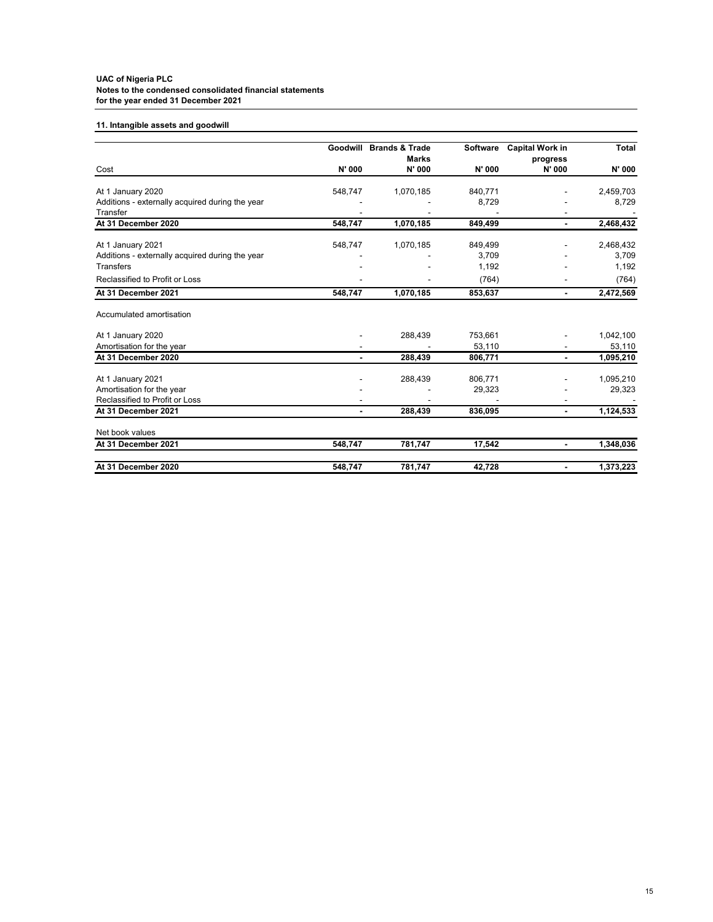**UAC of Nigeria PLC**
**Notes to the condensed consolidated financial statements**
**for the year ended 31 December 2021**

**11. Intangible assets and goodwill**

| Cost | Goodwill N' 000 | Brands & Trade Marks N' 000 | Software N' 000 | Capital Work in progress N' 000 | Total N' 000 |
|---|---|---|---|---|---|
| At 1 January 2020 | 548,747 | 1,070,185 | 840,771 | - | 2,459,703 |
| Additions - externally acquired during the year | - | - | 8,729 | - | 8,729 |
| Transfer | - | - | - | - | - |
| **At 31 December 2020** | **548,747** | **1,070,185** | **849,499** | **-** | **2,468,432** |
| At 1 January 2021 | 548,747 | 1,070,185 | 849,499 | - | 2,468,432 |
| Additions - externally acquired during the year | - | - | 3,709 | - | 3,709 |
| Transfers | - | - | 1,192 | - | 1,192 |
| Reclassified to Profit or Loss | - | - | (764) | - | (764) |
| **At 31 December 2021** | **548,747** | **1,070,185** | **853,637** | **-** | **2,472,569** |
| Accumulated amortisation | | | | | |
| At 1 January 2020 | - | 288,439 | 753,661 | - | 1,042,100 |
| Amortisation for the year | - | - | 53,110 | - | 53,110 |
| **At 31 December 2020** | **-** | **288,439** | **806,771** | **-** | **1,095,210** |
| At 1 January 2021 | - | 288,439 | 806,771 | - | 1,095,210 |
| Amortisation for the year | - | - | 29,323 | - | 29,323 |
| Reclassified to Profit or Loss | - | - | - | - | - |
| **At 31 December 2021** | **-** | **288,439** | **836,095** | **-** | **1,124,533** |
| Net book values | | | | | |
| **At 31 December 2021** | **548,747** | **781,747** | **17,542** | **-** | **1,348,036** |
| **At 31 December 2020** | **548,747** | **781,747** | **42,728** | **-** | **1,373,223** |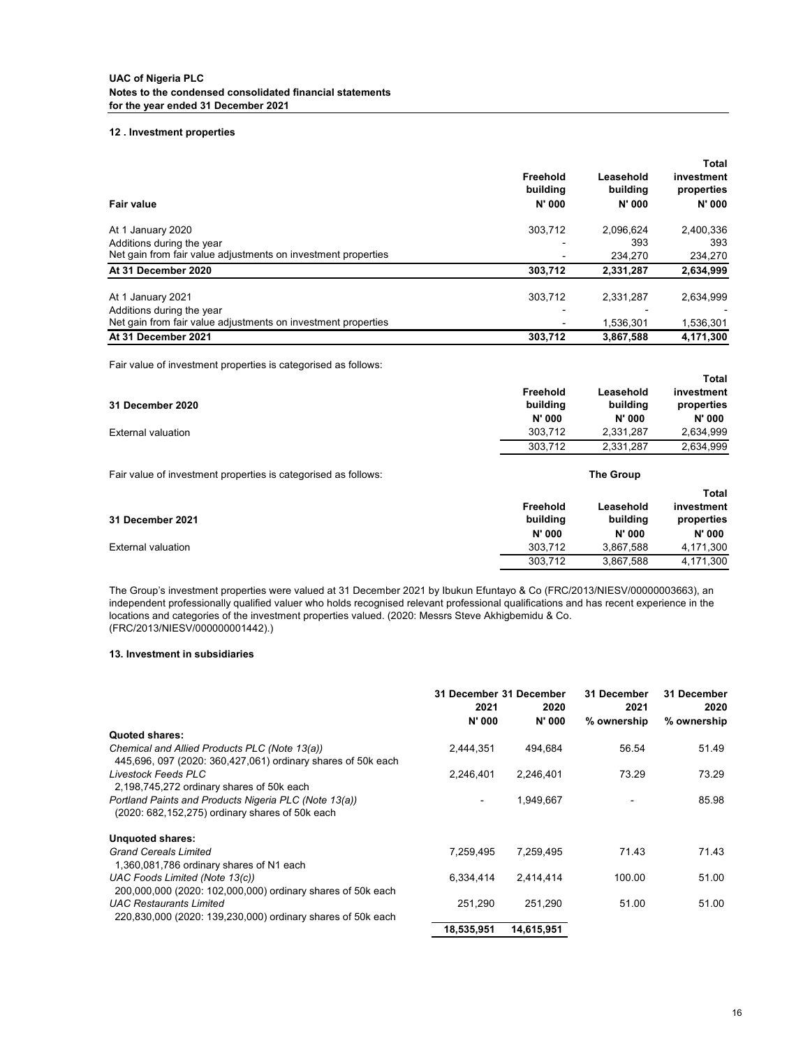**UAC of Nigeria PLC**
**Notes to the condensed consolidated financial statements**
**for the year ended 31 December 2021**

### 12 . Investment properties

| Fair value | Freehold building N' 000 | Leasehold building N' 000 | Total investment properties N' 000 |
|---|---|---|---|
| At 1 January 2020 | 303,712 | 2,096,624 | 2,400,336 |
| Additions during the year | - | 393 | 393 |
| Net gain from fair value adjustments on investment properties | - | 234,270 | 234,270 |
| **At 31 December 2020** | **303,712** | **2,331,287** | **2,634,999** |
| At 1 January 2021 | 303,712 | 2,331,287 | 2,634,999 |
| Additions during the year | - | - | - |
| Net gain from fair value adjustments on investment properties | - | 1,536,301 | 1,536,301 |
| **At 31 December 2021** | **303,712** | **3,867,588** | **4,171,300** |

Fair value of investment properties is categorised as follows:

| 31 December 2020 | Freehold building N' 000 | Leasehold building N' 000 | Total investment properties N' 000 |
|---|---|---|---|
| External valuation | 303,712 | 2,331,287 | 2,634,999 |
| | 303,712 | 2,331,287 | 2,634,999 |

Fair value of investment properties is categorised as follows:

| | The Group | | |
|---|---|---|---|
| **31 December 2021** | **Freehold building N' 000** | **Leasehold building N' 000** | **Total investment properties N' 000** |
| External valuation | 303,712 | 3,867,588 | 4,171,300 |
| | 303,712 | 3,867,588 | 4,171,300 |

The Group's investment properties were valued at 31 December 2021 by Ibukun Efuntayo & Co (FRC/2013/NIESV/00000003663), an independent professionally qualified valuer who holds recognised relevant professional qualifications and has recent experience in the locations and categories of the investment properties valued. (2020: Messrs Steve Akhigbemidu & Co. (FRC/2013/NIESV/000000001442).)

### 13. Investment in subsidiaries

| | 31 December 2021 N' 000 | 31 December 2020 N' 000 | 31 December 2021 % ownership | 31 December 2020 % ownership |
|---|---|---|---|---|
| **Quoted shares:** | | | | |
| *Chemical and Allied Products PLC (Note 13(a))* 445,696, 097 (2020: 360,427,061) ordinary shares of 50k each | 2,444,351 | 494,684 | 56.54 | 51.49 |
| *Livestock Feeds PLC* 2,198,745,272 ordinary shares of 50k each | 2,246,401 | 2,246,401 | 73.29 | 73.29 |
| *Portland Paints and Products Nigeria PLC (Note 13(a))* (2020: 682,152,275) ordinary shares of 50k each | - | 1,949,667 | - | 85.98 |
| **Unquoted shares:** | | | | |
| *Grand Cereals Limited* 1,360,081,786 ordinary shares of N1 each | 7,259,495 | 7,259,495 | 71.43 | 71.43 |
| *UAC Foods Limited (Note 13(c))* 200,000,000 (2020: 102,000,000) ordinary shares of 50k each | 6,334,414 | 2,414,414 | 100.00 | 51.00 |
| *UAC Restaurants Limited* 220,830,000 (2020: 139,230,000) ordinary shares of 50k each | 251,290 | 251,290 | 51.00 | 51.00 |
| | **18,535,951** | **14,615,951** | | |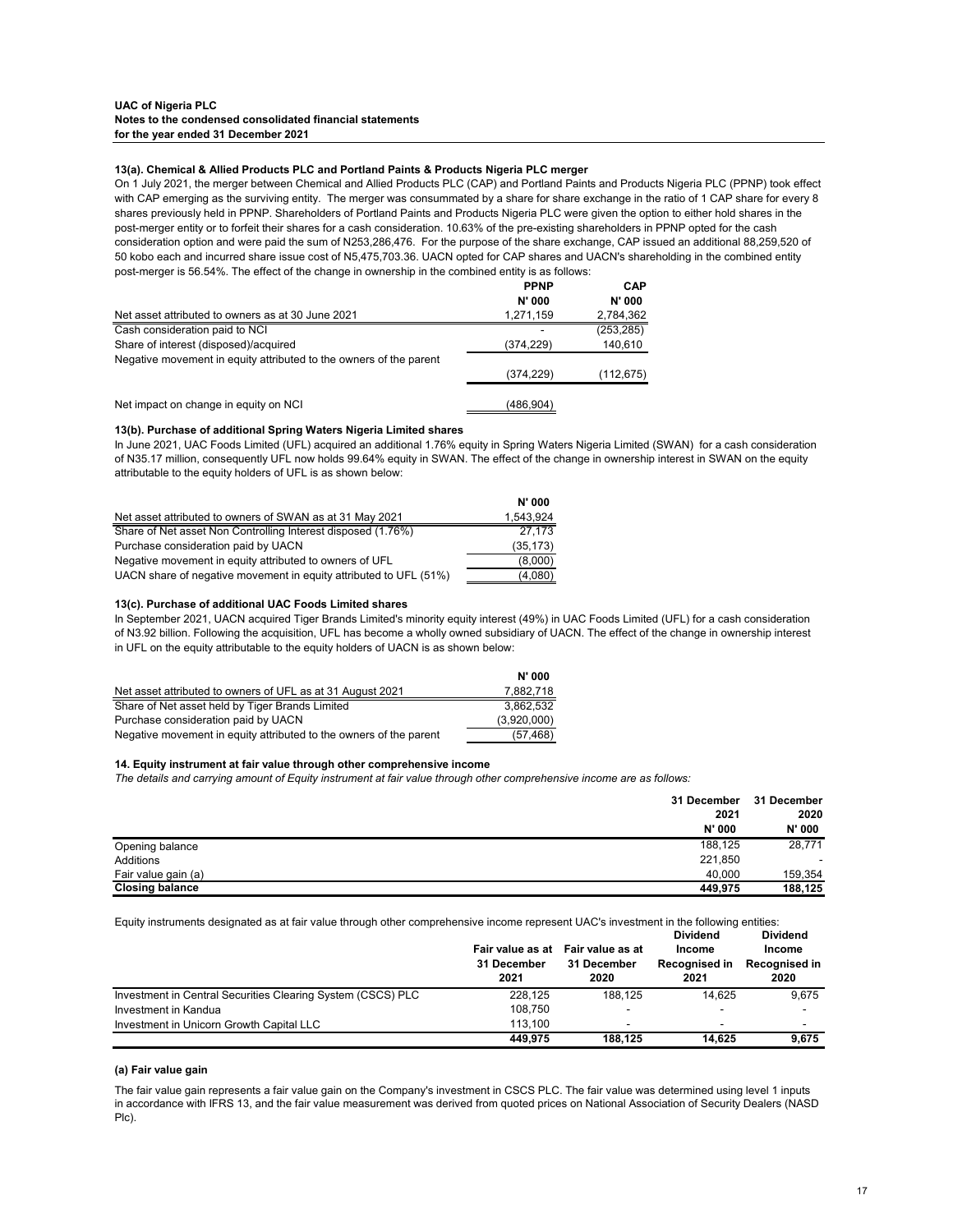**UAC of Nigeria PLC**
**Notes to the condensed consolidated financial statements**
**for the year ended 31 December 2021**

#### 13(a). Chemical & Allied Products PLC and Portland Paints & Products Nigeria PLC merger

On 1 July 2021, the merger between Chemical and Allied Products PLC (CAP) and Portland Paints and Products Nigeria PLC (PPNP) took effect with CAP emerging as the surviving entity. The merger was consummated by a share for share exchange in the ratio of 1 CAP share for every 8 shares previously held in PPNP. Shareholders of Portland Paints and Products Nigeria PLC were given the option to either hold shares in the post-merger entity or to forfeit their shares for a cash consideration. 10.63% of the pre-existing shareholders in PPNP opted for the cash consideration option and were paid the sum of N253,286,476. For the purpose of the share exchange, CAP issued an additional 88,259,520 of 50 kobo each and incurred share issue cost of N5,475,703.36. UACN opted for CAP shares and UACN's shareholding in the combined entity post-merger is 56.54%. The effect of the change in ownership in the combined entity is as follows:

| | PPNP N' 000 | CAP N' 000 |
|---|---|---|
| Net asset attributed to owners as at 30 June 2021 | 1,271,159 | 2,784,362 |
| Cash consideration paid to NCI | - | (253,285) |
| Share of interest (disposed)/acquired | (374,229) | 140,610 |
| Negative movement in equity attributed to the owners of the parent | (374,229) | (112,675) |
| Net impact on change in equity on NCI | (486,904) | |

#### 13(b). Purchase of additional Spring Waters Nigeria Limited shares

In June 2021, UAC Foods Limited (UFL) acquired an additional 1.76% equity in Spring Waters Nigeria Limited (SWAN) for a cash consideration of N35.17 million, consequently UFL now holds 99.64% equity in SWAN. The effect of the change in ownership interest in SWAN on the equity attributable to the equity holders of UFL is as shown below:

| | N' 000 |
|---|---|
| Net asset attributed to owners of SWAN as at 31 May 2021 | 1,543,924 |
| Share of Net asset Non Controlling Interest disposed (1.76%) | 27,173 |
| Purchase consideration paid by UACN | (35,173) |
| Negative movement in equity attributed to owners of UFL | (8,000) |
| UACN share of negative movement in equity attributed to UFL (51%) | (4,080) |

#### 13(c). Purchase of additional UAC Foods Limited shares

In September 2021, UACN acquired Tiger Brands Limited's minority equity interest (49%) in UAC Foods Limited (UFL) for a cash consideration of N3.92 billion. Following the acquisition, UFL has become a wholly owned subsidiary of UACN. The effect of the change in ownership interest in UFL on the equity attributable to the equity holders of UACN is as shown below:

| | N' 000 |
|---|---|
| Net asset attributed to owners of UFL as at 31 August 2021 | 7,882,718 |
| Share of Net asset held by Tiger Brands Limited | 3,862,532 |
| Purchase consideration paid by UACN | (3,920,000) |
| Negative movement in equity attributed to the owners of the parent | (57,468) |

#### 14. Equity instrument at fair value through other comprehensive income

*The details and carrying amount of Equity instrument at fair value through other comprehensive income are as follows:*

| | 31 December 2021 N' 000 | 31 December 2020 N' 000 |
|---|---|---|
| Opening balance | 188,125 | 28,771 |
| Additions | 221,850 | - |
| Fair value gain (a) | 40,000 | 159,354 |
| **Closing balance** | **449,975** | **188,125** |

Equity instruments designated as at fair value through other comprehensive income represent UAC's investment in the following entities:

| | Fair value as at 31 December 2021 | Fair value as at 31 December 2020 | Dividend Income Recognised in 2021 | Dividend Income Recognised in 2020 |
|---|---|---|---|---|
| Investment in Central Securities Clearing System (CSCS) PLC | 228,125 | 188,125 | 14,625 | 9,675 |
| Investment in Kandua | 108,750 | - | - | - |
| Investment in Unicorn Growth Capital LLC | 113,100 | - | - | - |
| | **449,975** | **188,125** | **14,625** | **9,675** |

**(a) Fair value gain**

The fair value gain represents a fair value gain on the Company's investment in CSCS PLC. The fair value was determined using level 1 inputs in accordance with IFRS 13, and the fair value measurement was derived from quoted prices on National Association of Security Dealers (NASD Plc).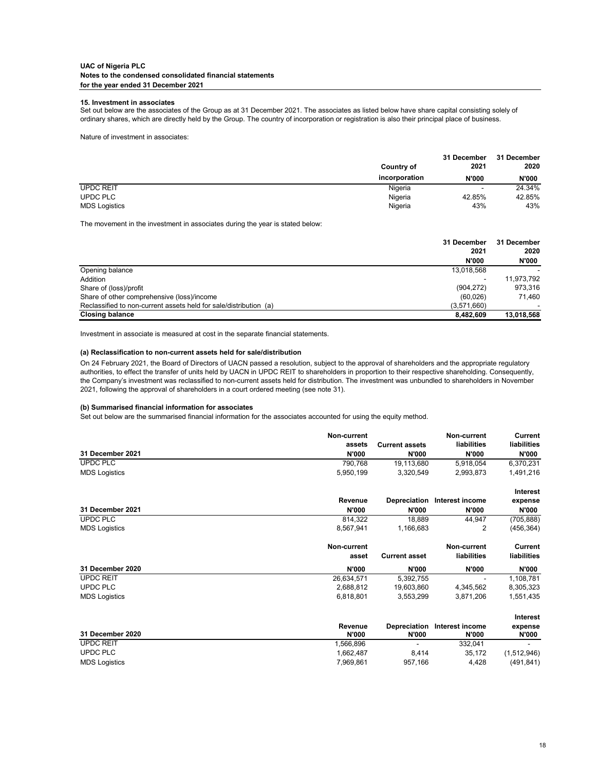**UAC of Nigeria PLC**
**Notes to the condensed consolidated financial statements**
**for the year ended 31 December 2021**

### 15. Investment in associates

Set out below are the associates of the Group as at 31 December 2021. The associates as listed below have share capital consisting solely of ordinary shares, which are directly held by the Group. The country of incorporation or registration is also their principal place of business.

Nature of investment in associates:

| | Country of incorporation | 31 December 2021 N'000 | 31 December 2020 N'000 |
|---|---|---|---|
| UPDC REIT | Nigeria | - | 24.34% |
| UPDC PLC | Nigeria | 42.85% | 42.85% |
| MDS Logistics | Nigeria | 43% | 43% |

The movement in the investment in associates during the year is stated below:

| | 31 December 2021 N'000 | 31 December 2020 N'000 |
|---|---|---|
| Opening balance | 13,018,568 | - |
| Addition | - | 11,973,792 |
| Share of (loss)/profit | (904,272) | 973,316 |
| Share of other comprehensive (loss)/income | (60,026) | 71,460 |
| Reclassified to non-current assets held for sale/distribution (a) | (3,571,660) | - |
| **Closing balance** | **8,482,609** | **13,018,568** |

Investment in associate is measured at cost in the separate financial statements.

#### (a) Reclassification to non-current assets held for sale/distribution

On 24 February 2021, the Board of Directors of UACN passed a resolution, subject to the approval of shareholders and the appropriate regulatory authorities, to effect the transfer of units held by UACN in UPDC REIT to shareholders in proportion to their respective shareholding. Consequently, the Company's investment was reclassified to non-current assets held for distribution. The investment was unbundled to shareholders in November 2021, following the approval of shareholders in a court ordered meeting (see note 31).

#### (b) Summarised financial information for associates

Set out below are the summarised financial information for the associates accounted for using the equity method.

| 31 December 2021 | Non-current assets N'000 | Current assets N'000 | Non-current liabilities N'000 | Current liabilities N'000 |
|---|---|---|---|---|
| UPDC PLC | 790,768 | 19,113,680 | 5,918,054 | 6,370,231 |
| MDS Logistics | 5,950,199 | 3,320,549 | 2,993,873 | 1,491,216 |

| 31 December 2021 | Revenue N'000 | Depreciation N'000 | Interest income N'000 | Interest expense N'000 |
|---|---|---|---|---|
| UPDC PLC | 814,322 | 18,889 | 44,947 | (705,888) |
| MDS Logistics | 8,567,941 | 1,166,683 | 2 | (456,364) |

| 31 December 2020 | Non-current asset N'000 | Current asset N'000 | Non-current liabilities N'000 | Current liabilities N'000 |
|---|---|---|---|---|
| UPDC REIT | 26,634,571 | 5,392,755 | - | 1,108,781 |
| UPDC PLC | 2,688,812 | 19,603,860 | 4,345,562 | 8,305,323 |
| MDS Logistics | 6,818,801 | 3,553,299 | 3,871,206 | 1,551,435 |

| 31 December 2020 | Revenue N'000 | Depreciation N'000 | Interest income N'000 | Interest expense N'000 |
|---|---|---|---|---|
| UPDC REIT | 1,566,896 | - | 332,041 | - |
| UPDC PLC | 1,662,487 | 8,414 | 35,172 | (1,512,946) |
| MDS Logistics | 7,969,861 | 957,166 | 4,428 | (491,841) |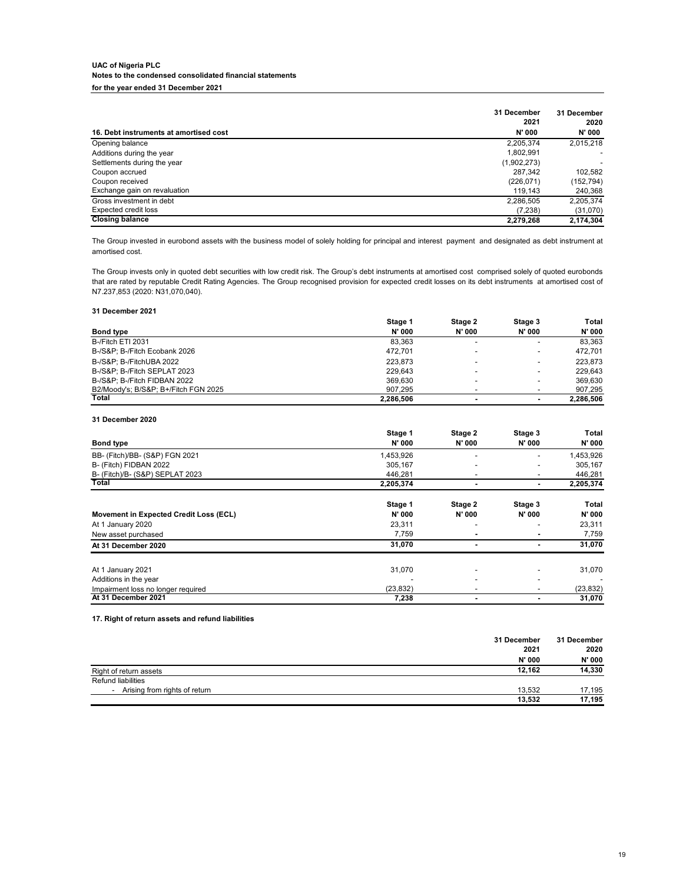**UAC of Nigeria PLC**
**Notes to the condensed consolidated financial statements**
**for the year ended 31 December 2021**

| 16. Debt instruments at amortised cost | 31 December 2021 N' 000 | 31 December 2020 N' 000 |
|---|---|---|
| Opening balance | 2,205,374 | 2,015,218 |
| Additions during the year | 1,802,991 | - |
| Settlements during the year | (1,902,273) | - |
| Coupon accrued | 287,342 | 102,582 |
| Coupon received | (226,071) | (152,794) |
| Exchange gain on revaluation | 119,143 | 240,368 |
| Gross investment in debt | 2,286,505 | 2,205,374 |
| Expected credit loss | (7,238) | (31,070) |
| **Closing balance** | **2,279,268** | **2,174,304** |

The Group invested in eurobond assets with the business model of solely holding for principal and interest payment and designated as debt instrument at amortised cost.

The Group invests only in quoted debt securities with low credit risk. The Group's debt instruments at amortised cost comprised solely of quoted eurobonds that are rated by reputable Credit Rating Agencies. The Group recognised provision for expected credit losses on its debt instruments at amortised cost of N7.237,853 (2020: N31,070,040).

**31 December 2021**

| Bond type | Stage 1 N' 000 | Stage 2 N' 000 | Stage 3 N' 000 | Total N' 000 |
|---|---|---|---|---|
| B-/Fitch ETI 2031 | 83,363 | - | - | 83,363 |
| B-/S&P; B-/Fitch Ecobank 2026 | 472,701 | - | - | 472,701 |
| B-/S&P; B-/FitchUBA 2022 | 223,873 | - | - | 223,873 |
| B-/S&P; B-/Fitch SEPLAT 2023 | 229,643 | - | - | 229,643 |
| B-/S&P; B-/Fitch FIDBAN 2022 | 369,630 | - | - | 369,630 |
| B2/Moody's; B/S&P; B+/Fitch FGN 2025 | 907,295 | - | - | 907,295 |
| **Total** | **2,286,506** | **-** | **-** | **2,286,506** |

**31 December 2020**

| Bond type | Stage 1 N' 000 | Stage 2 N' 000 | Stage 3 N' 000 | Total N' 000 |
|---|---|---|---|---|
| BB- (Fitch)/BB- (S&P) FGN 2021 | 1,453,926 | - | - | 1,453,926 |
| B- (Fitch) FIDBAN 2022 | 305,167 | - | - | 305,167 |
| B- (Fitch)/B- (S&P) SEPLAT 2023 | 446,281 | - | - | 446,281 |
| **Total** | **2,205,374** | **-** | **-** | **2,205,374** |

| Movement in Expected Credit Loss (ECL) | Stage 1 N' 000 | Stage 2 N' 000 | Stage 3 N' 000 | Total N' 000 |
|---|---|---|---|---|
| At 1 January 2020 | 23,311 | - | - | 23,311 |
| New asset purchased | 7,759 | - | - | 7,759 |
| **At 31 December 2020** | **31,070** | **-** | **-** | **31,070** |
| | | | | |
| At 1 January 2021 | 31,070 | - | - | 31,070 |
| Additions in the year | - | - | - | - |
| Impairment loss no longer required | (23,832) | - | - | (23,832) |
| **At 31 December 2021** | **7,238** | **-** | **-** | **31,070** |

**17. Right of return assets and refund liabilities**

| | 31 December 2021 N' 000 | 31 December 2020 N' 000 |
|---|---|---|
| Right of return assets | **12,162** | **14,330** |
| Refund liabilities | | |
| - Arising from rights of return | 13,532 | 17,195 |
| | **13,532** | **17,195** |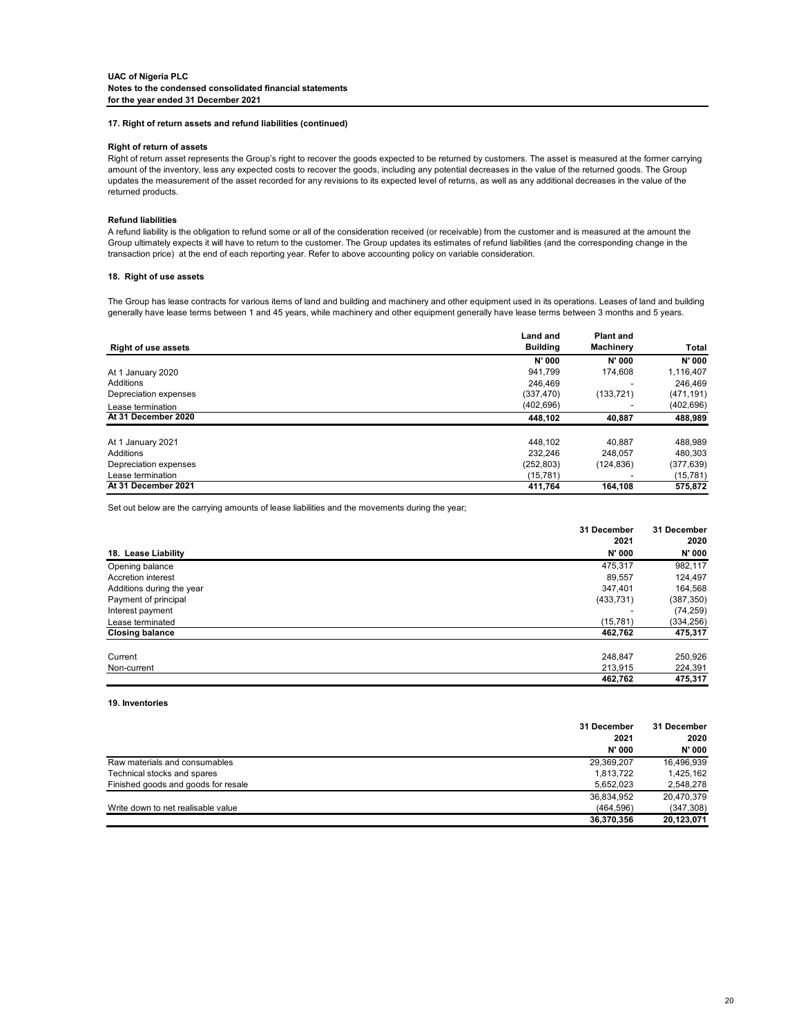### 17. Right of return assets and refund liabilities (continued)

**Right of return of assets**

Right of return asset represents the Group's right to recover the goods expected to be returned by customers. The asset is measured at the former carrying amount of the inventory, less any expected costs to recover the goods, including any potential decreases in the value of the returned goods. The Group updates the measurement of the asset recorded for any revisions to its expected level of returns, as well as any additional decreases in the value of the returned products.

**Refund liabilities**

A refund liability is the obligation to refund some or all of the consideration received (or receivable) from the customer and is measured at the amount the Group ultimately expects it will have to return to the customer. The Group updates its estimates of refund liabilities (and the corresponding change in the transaction price) at the end of each reporting year. Refer to above accounting policy on variable consideration.

### 18. Right of use assets

The Group has lease contracts for various items of land and building and machinery and other equipment used in its operations. Leases of land and building generally have lease terms between 1 and 45 years, while machinery and other equipment generally have lease terms between 3 months and 5 years.

| Right of use assets | Land and Building | Plant and Machinery | Total |
|---|---|---|---|
| | N' 000 | N' 000 | N' 000 |
| At 1 January 2020 | 941,799 | 174,608 | 1,116,407 |
| Additions | 246,469 | - | 246,469 |
| Depreciation expenses | (337,470) | (133,721) | (471,191) |
| Lease termination | (402,696) | - | (402,696) |
| **At 31 December 2020** | **448,102** | **40,887** | **488,989** |
| | | | |
| At 1 January 2021 | 448,102 | 40,887 | 488,989 |
| Additions | 232,246 | 248,057 | 480,303 |
| Depreciation expenses | (252,803) | (124,836) | (377,639) |
| Lease termination | (15,781) | - | (15,781) |
| **At 31 December 2021** | **411,764** | **164,108** | **575,872** |

Set out below are the carrying amounts of lease liabilities and the movements during the year;

| 18. Lease Liability | 31 December 2021 | 31 December 2020 |
|---|---|---|
| | N' 000 | N' 000 |
| Opening balance | 475,317 | 982,117 |
| Accretion interest | 89,557 | 124,497 |
| Additions during the year | 347,401 | 164,568 |
| Payment of principal | (433,731) | (387,350) |
| Interest payment | - | (74,259) |
| Lease terminated | (15,781) | (334,256) |
| **Closing balance** | **462,762** | **475,317** |
| | | |
| Current | 248,847 | 250,926 |
| Non-current | 213,915 | 224,391 |
| | **462,762** | **475,317** |

### 19. Inventories

| | 31 December 2021 | 31 December 2020 |
|---|---|---|
| | N' 000 | N' 000 |
| Raw materials and consumables | 29,369,207 | 16,496,939 |
| Technical stocks and spares | 1,813,722 | 1,425,162 |
| Finished goods and goods for resale | 5,652,023 | 2,548,278 |
| | 36,834,952 | 20,470,379 |
| Write down to net realisable value | (464,596) | (347,308) |
| | **36,370,356** | **20,123,071** |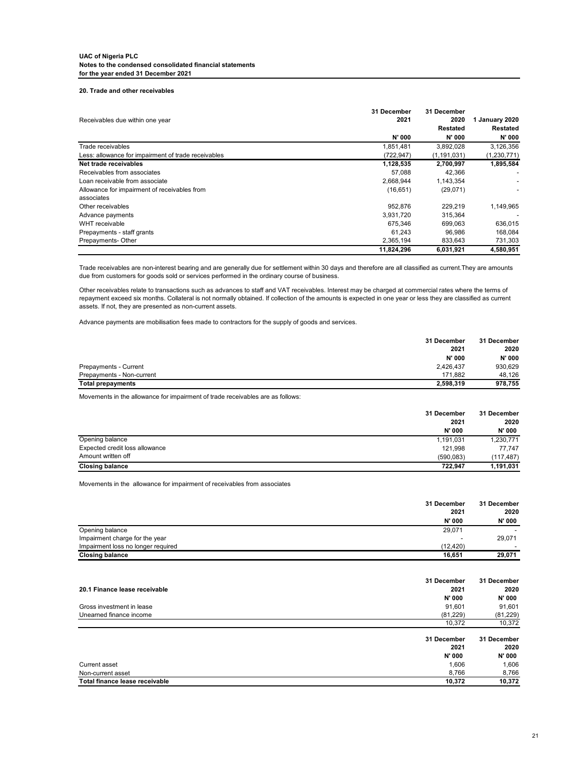UAC of Nigeria PLC
Notes to the condensed consolidated financial statements
for the year ended 31 December 2021

## 20. Trade and other receivables

| Receivables due within one year | 31 December 2021 | 31 December 2020 Restated | 1 January 2020 Restated |
|---|---|---|---|
| | N' 000 | N' 000 | N' 000 |
| Trade receivables | 1,851,481 | 3,892,028 | 3,126,356 |
| Less: allowance for impairment of trade receivables | (722,947) | (1,191,031) | (1,230,771) |
| **Net trade receivables** | **1,128,535** | **2,700,997** | **1,895,584** |
| Receivables from associates | 57,088 | 42,366 | - |
| Loan receivable from associate | 2,668,944 | 1,143,354 | - |
| Allowance for impairment of receivables from associates | (16,651) | (29,071) | - |
| Other receivables | 952,876 | 229,219 | 1,149,965 |
| Advance payments | 3,931,720 | 315,364 | - |
| WHT receivable | 675,346 | 699,063 | 636,015 |
| Prepayments - staff grants | 61,243 | 96,986 | 168,084 |
| Prepayments- Other | 2,365,194 | 833,643 | 731,303 |
| | **11,824,296** | **6,031,921** | **4,580,951** |

Trade receivables are non-interest bearing and are generally due for settlement within 30 days and therefore are all classified as current.They are amounts due from customers for goods sold or services performed in the ordinary course of business.

Other receivables relate to transactions such as advances to staff and VAT receivables. Interest may be charged at commercial rates where the terms of repayment exceed six months. Collateral is not normally obtained. If collection of the amounts is expected in one year or less they are classified as current assets. If not, they are presented as non-current assets.

Advance payments are mobilisation fees made to contractors for the supply of goods and services.

| | 31 December 2021 | 31 December 2020 |
|---|---|---|
| | N' 000 | N' 000 |
| Prepayments - Current | 2,426,437 | 930,629 |
| Prepayments - Non-current | 171,882 | 48,126 |
| **Total prepayments** | **2,598,319** | **978,755** |

Movements in the allowance for impairment of trade receivables are as follows:

| | 31 December 2021 | 31 December 2020 |
|---|---|---|
| | N' 000 | N' 000 |
| Opening balance | 1,191,031 | 1,230,771 |
| Expected credit loss allowance | 121,998 | 77,747 |
| Amount written off | (590,083) | (117,487) |
| **Closing balance** | **722,947** | **1,191,031** |

Movements in the allowance for impairment of receivables from associates

| | 31 December 2021 | 31 December 2020 |
|---|---|---|
| | N' 000 | N' 000 |
| Opening balance | 29,071 | - |
| Impairment charge for the year | - | 29,071 |
| Impairment loss no longer required | (12,420) | - |
| **Closing balance** | **16,651** | **29,071** |

### 20.1 Finance lease receivable

| | 31 December 2021 | 31 December 2020 |
|---|---|---|
| | N' 000 | N' 000 |
| Gross investment in lease | 91,601 | 91,601 |
| Unearned finance income | (81,229) | (81,229) |
| | 10,372 | 10,372 |

| | 31 December 2021 | 31 December 2020 |
|---|---|---|
| | N' 000 | N' 000 |
| Current asset | 1,606 | 1,606 |
| Non-current asset | 8,766 | 8,766 |
| **Total finance lease receivable** | **10,372** | **10,372** |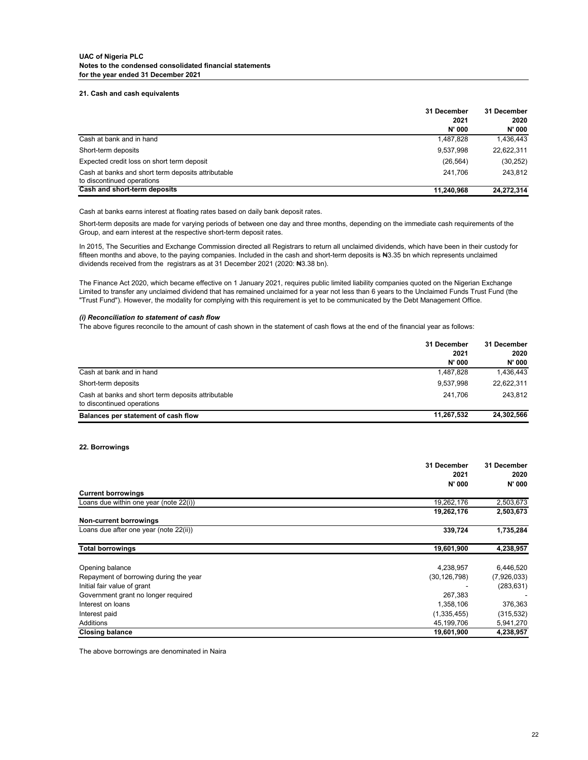UAC of Nigeria PLC
Notes to the condensed consolidated financial statements
for the year ended 31 December 2021

### 21. Cash and cash equivalents

| | 31 December 2021 N' 000 | 31 December 2020 N' 000 |
|---|---|---|
| Cash at bank and in hand | 1,487,828 | 1,436,443 |
| Short-term deposits | 9,537,998 | 22,622,311 |
| Expected credit loss on short term deposit | (26,564) | (30,252) |
| Cash at banks and short term deposits attributable to discontinued operations | 241,706 | 243,812 |
| **Cash and short-term deposits** | **11,240,968** | **24,272,314** |

Cash at banks earns interest at floating rates based on daily bank deposit rates.

Short-term deposits are made for varying periods of between one day and three months, depending on the immediate cash requirements of the Group, and earn interest at the respective short-term deposit rates.

In 2015, The Securities and Exchange Commission directed all Registrars to return all unclaimed dividends, which have been in their custody for fifteen months and above, to the paying companies. Included in the cash and short-term deposits is ₦3.35 bn which represents unclaimed dividends received from the registrars as at 31 December 2021 (2020: ₦3.38 bn).

The Finance Act 2020, which became effective on 1 January 2021, requires public limited liability companies quoted on the Nigerian Exchange Limited to transfer any unclaimed dividend that has remained unclaimed for a year not less than 6 years to the Unclaimed Funds Trust Fund (the "Trust Fund"). However, the modality for complying with this requirement is yet to be communicated by the Debt Management Office.

#### *(i) Reconciliation to statement of cash flow*

The above figures reconcile to the amount of cash shown in the statement of cash flows at the end of the financial year as follows:

| | 31 December 2021 N' 000 | 31 December 2020 N' 000 |
|---|---|---|
| Cash at bank and in hand | 1,487,828 | 1,436,443 |
| Short-term deposits | 9,537,998 | 22,622,311 |
| Cash at banks and short term deposits attributable to discontinued operations | 241,706 | 243,812 |
| **Balances per statement of cash flow** | **11,267,532** | **24,302,566** |

### 22. Borrowings

| | 31 December 2021 N' 000 | 31 December 2020 N' 000 |
|---|---|---|
| **Current borrowings** | | |
| Loans due within one year (note 22(i)) | 19,262,176 | 2,503,673 |
| | **19,262,176** | **2,503,673** |
| **Non-current borrowings** | | |
| Loans due after one year (note 22(ii)) | **339,724** | **1,735,284** |
| **Total borrowings** | **19,601,900** | **4,238,957** |
| | | |
| Opening balance | 4,238,957 | 6,446,520 |
| Repayment of borrowing during the year | (30,126,798) | (7,926,033) |
| Initial fair value of grant | - | (283,631) |
| Government grant no longer required | 267,383 | - |
| Interest on loans | 1,358,106 | 376,363 |
| Interest paid | (1,335,455) | (315,532) |
| Additions | 45,199,706 | 5,941,270 |
| **Closing balance** | **19,601,900** | **4,238,957** |

The above borrowings are denominated in Naira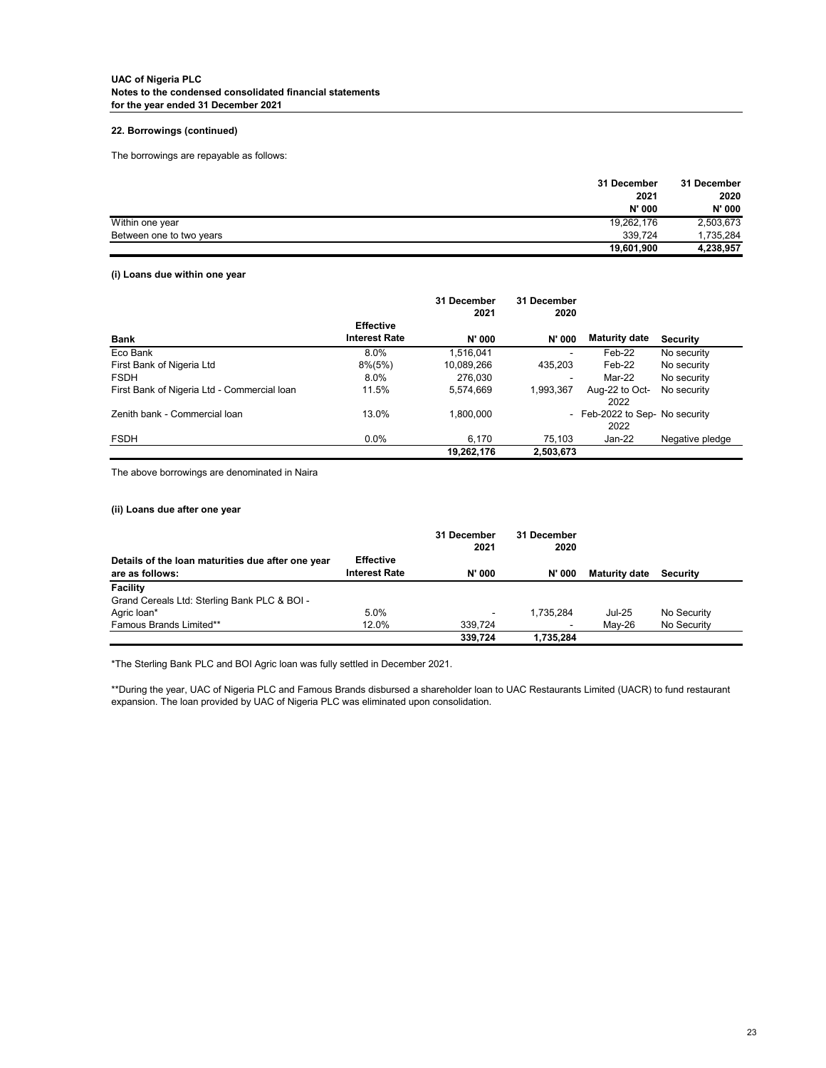**UAC of Nigeria PLC**
**Notes to the condensed consolidated financial statements**
**for the year ended 31 December 2021**

**22. Borrowings (continued)**

The borrowings are repayable as follows:

| | 31 December 2021 N' 000 | 31 December 2020 N' 000 |
|---|---|---|
| Within one year | 19,262,176 | 2,503,673 |
| Between one to two years | 339,724 | 1,735,284 |
| | **19,601,900** | **4,238,957** |

**(i) Loans due within one year**

| Bank | Effective Interest Rate | 31 December 2021 N' 000 | 31 December 2020 N' 000 | Maturity date | Security |
|---|---|---|---|---|---|
| Eco Bank | 8.0% | 1,516,041 | - | Feb-22 | No security |
| First Bank of Nigeria Ltd | 8%(5%) | 10,089,266 | 435,203 | Feb-22 | No security |
| FSDH | 8.0% | 276,030 | - | Mar-22 | No security |
| First Bank of Nigeria Ltd - Commercial loan | 11.5% | 5,574,669 | 1,993,367 | Aug-22 to Oct-2022 | No security |
| Zenith bank - Commercial loan | 13.0% | 1,800,000 | - | Feb-2022 to Sep-2022 | No security |
| FSDH | 0.0% | 6,170 | 75,103 | Jan-22 | Negative pledge |
| | | **19,262,176** | **2,503,673** | | |

The above borrowings are denominated in Naira

**(ii) Loans due after one year**

| Details of the loan maturities due after one year are as follows: | Effective Interest Rate | 31 December 2021 N' 000 | 31 December 2020 N' 000 | Maturity date | Security |
|---|---|---|---|---|---|
| **Facility** | | | | | |
| Grand Cereals Ltd: Sterling Bank PLC & BOI - Agric loan* | 5.0% | - | 1,735,284 | Jul-25 | No Security |
| Famous Brands Limited** | 12.0% | 339,724 | - | May-26 | No Security |
| | | **339,724** | **1,735,284** | | |

*The Sterling Bank PLC and BOI Agric loan was fully settled in December 2021.

**During the year, UAC of Nigeria PLC and Famous Brands disbursed a shareholder loan to UAC Restaurants Limited (UACR) to fund restaurant expansion. The loan provided by UAC of Nigeria PLC was eliminated upon consolidation.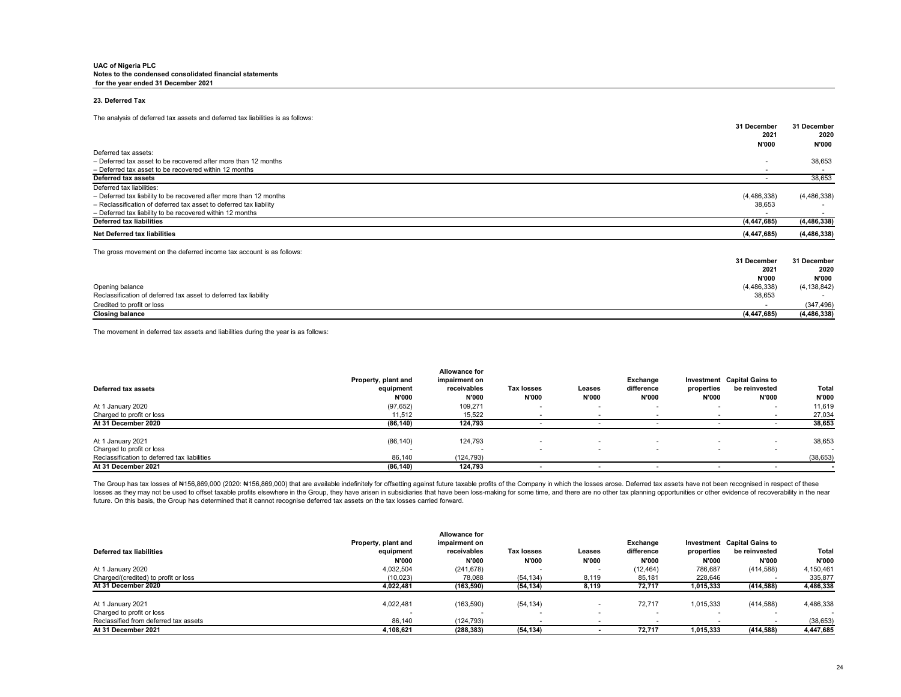UAC of Nigeria PLC
Notes to the condensed consolidated financial statements
for the year ended 31 December 2021

### 23. Deferred Tax

The analysis of deferred tax assets and deferred tax liabilities is as follows:

| | 31 December 2021 | 31 December 2020 |
|---|---|---|
| | N'000 | N'000 |
| Deferred tax assets: | | |
| – Deferred tax asset to be recovered after more than 12 months | - | 38,653 |
| – Deferred tax asset to be recovered within 12 months | - | - |
| **Deferred tax assets** | - | 38,653 |
| Deferred tax liabilities: | | |
| – Deferred tax liability to be recovered after more than 12 months | (4,486,338) | (4,486,338) |
| – Reclassification of deferred tax asset to deferred tax liability | 38,653 | - |
| – Deferred tax liability to be recovered within 12 months | - | - |
| **Deferred tax liabilities** | **(4,447,685)** | **(4,486,338)** |
| **Net Deferred tax liabilities** | **(4,447,685)** | **(4,486,338)** |

The gross movement on the deferred income tax account is as follows:

| | 31 December 2021 | 31 December 2020 |
|---|---|---|
| | N'000 | N'000 |
| Opening balance | (4,486,338) | (4,138,842) |
| Reclassification of deferred tax asset to deferred tax liability | 38,653 | - |
| Credited to profit or loss | - | (347,496) |
| **Closing balance** | **(4,447,685)** | **(4,486,338)** |

The movement in deferred tax assets and liabilities during the year is as follows:

| Deferred tax assets | Property, plant and equipment | Allowance for impairment on receivables | Tax losses | Leases | Exchange difference | Investment properties | Capital Gains to be reinvested | Total |
|---|---|---|---|---|---|---|---|---|
| | N'000 | N'000 | N'000 | N'000 | N'000 | N'000 | N'000 | N'000 |
| At 1 January 2020 | (97,652) | 109,271 | - | - | - | - | - | 11,619 |
| Charged to profit or loss | 11,512 | 15,522 | - | - | - | - | - | 27,034 |
| **At 31 December 2020** | **(86,140)** | **124,793** | - | - | - | - | - | **38,653** |
| At 1 January 2021 | (86,140) | 124,793 | - | - | - | - | - | 38,653 |
| Charged to profit or loss | - | - | - | - | - | - | - | - |
| Reclassification to deferred tax liabilities | 86,140 | (124,793) | | | | | | (38,653) |
| **At 31 December 2021** | **(86,140)** | **124,793** | - | - | - | - | - | **-** |

The Group has tax losses of ₦156,869,000 (2020: ₦156,869,000) that are available indefinitely for offsetting against future taxable profits of the Company in which the losses arose. Deferred tax assets have not been recognised in respect of these losses as they may not be used to offset taxable profits elsewhere in the Group, they have arisen in subsidiaries that have been loss-making for some time, and there are no other tax planning opportunities or other evidence of recoverability in the near future. On this basis, the Group has determined that it cannot recognise deferred tax assets on the tax losses carried forward.

| Deferred tax liabilities | Property, plant and equipment | Allowance for impairment on receivables | Tax losses | Leases | Exchange difference | Investment properties | Capital Gains to be reinvested | Total |
|---|---|---|---|---|---|---|---|---|
| | N'000 | N'000 | N'000 | N'000 | N'000 | N'000 | N'000 | N'000 |
| At 1 January 2020 | 4,032,504 | (241,678) | - | - | (12,464) | 786,687 | (414,588) | 4,150,461 |
| Charged/(credited) to profit or loss | (10,023) | 78,088 | (54,134) | 8,119 | 85,181 | 228,646 | - | 335,877 |
| **At 31 December 2020** | **4,022,481** | **(163,590)** | **(54,134)** | **8,119** | **72,717** | **1,015,333** | **(414,588)** | **4,486,338** |
| At 1 January 2021 | 4,022,481 | (163,590) | (54,134) | - | 72,717 | 1,015,333 | (414,588) | 4,486,338 |
| Charged to profit or loss | - | - | - | - | - | - | - | - |
| Reclassified from deferred tax assets | 86,140 | (124,793) | - | - | - | - | - | (38,653) |
| **At 31 December 2021** | **4,108,621** | **(288,383)** | **(54,134)** | **-** | **72,717** | **1,015,333** | **(414,588)** | **4,447,685** |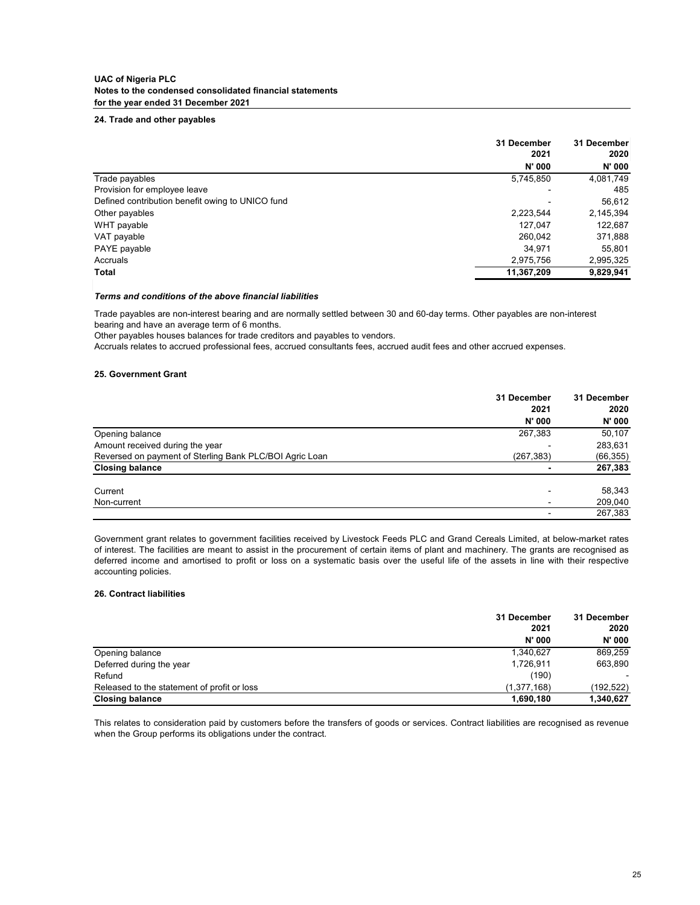**UAC of Nigeria PLC**
**Notes to the condensed consolidated financial statements**
**for the year ended 31 December 2021**

#### 24. Trade and other payables

| | 31 December 2021 | 31 December 2020 |
|---|---|---|
| | N' 000 | N' 000 |
| Trade payables | 5,745,850 | 4,081,749 |
| Provision for employee leave | - | 485 |
| Defined contribution benefit owing to UNICO fund | - | 56,612 |
| Other payables | 2,223,544 | 2,145,394 |
| WHT payable | 127,047 | 122,687 |
| VAT payable | 260,042 | 371,888 |
| PAYE payable | 34,971 | 55,801 |
| Accruals | 2,975,756 | 2,995,325 |
| **Total** | **11,367,209** | **9,829,941** |

***Terms and conditions of the above financial liabilities***

Trade payables are non-interest bearing and are normally settled between 30 and 60-day terms. Other payables are non-interest bearing and have an average term of 6 months.

Other payables houses balances for trade creditors and payables to vendors.

Accruals relates to accrued professional fees, accrued consultants fees, accrued audit fees and other accrued expenses.

#### 25. Government Grant

| | 31 December 2021 | 31 December 2020 |
|---|---|---|
| | N' 000 | N' 000 |
| Opening balance | 267,383 | 50,107 |
| Amount received during the year | - | 283,631 |
| Reversed on payment of Sterling Bank PLC/BOI Agric Loan | (267,383) | (66,355) |
| **Closing balance** | **-** | **267,383** |
| | | |
| Current | - | 58,343 |
| Non-current | - | 209,040 |
| | - | 267,383 |

Government grant relates to government facilities received by Livestock Feeds PLC and Grand Cereals Limited, at below-market rates of interest. The facilities are meant to assist in the procurement of certain items of plant and machinery. The grants are recognised as deferred income and amortised to profit or loss on a systematic basis over the useful life of the assets in line with their respective accounting policies.

#### 26. Contract liabilities

| | 31 December 2021 | 31 December 2020 |
|---|---|---|
| | N' 000 | N' 000 |
| Opening balance | 1,340,627 | 869,259 |
| Deferred during the year | 1,726,911 | 663,890 |
| Refund | (190) | - |
| Released to the statement of profit or loss | (1,377,168) | (192,522) |
| **Closing balance** | **1,690,180** | **1,340,627** |

This relates to consideration paid by customers before the transfers of goods or services. Contract liabilities are recognised as revenue when the Group performs its obligations under the contract.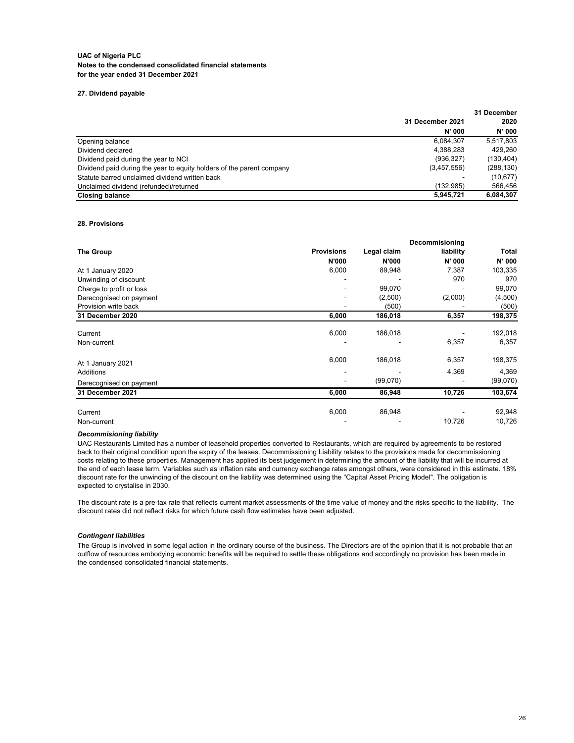**UAC of Nigeria PLC**
**Notes to the condensed consolidated financial statements**
**for the year ended 31 December 2021**

### 27. Dividend payable

| | 31 December 2021 | 31 December 2020 |
|---|---|---|
| | N' 000 | N' 000 |
| Opening balance | 6,084,307 | 5,517,803 |
| Dividend declared | 4,388,283 | 429,260 |
| Dividend paid during the year to NCI | (936,327) | (130,404) |
| Dividend paid during the year to equity holders of the parent company | (3,457,556) | (288,130) |
| Statute barred unclaimed dividend written back | - | (10,677) |
| Unclaimed dividend (refunded)/returned | (132,985) | 566,456 |
| **Closing balance** | **5,945,721** | **6,084,307** |

### 28. Provisions

| The Group | Provisions | Legal claim | Decommisioning liability | Total |
|---|---|---|---|---|
| | N'000 | N'000 | N' 000 | N' 000 |
| At 1 January 2020 | 6,000 | 89,948 | 7,387 | 103,335 |
| Unwinding of discount | - | - | 970 | 970 |
| Charge to profit or loss | - | 99,070 | - | 99,070 |
| Derecognised on payment | - | (2,500) | (2,000) | (4,500) |
| Provision write back | - | (500) | - | (500) |
| **31 December 2020** | **6,000** | **186,018** | **6,357** | **198,375** |
| Current | 6,000 | 186,018 | - | 192,018 |
| Non-current | - | - | 6,357 | 6,357 |
| At 1 January 2021 | 6,000 | 186,018 | 6,357 | 198,375 |
| Additions | - | - | 4,369 | 4,369 |
| Derecognised on payment | - | (99,070) | - | (99,070) |
| **31 December 2021** | **6,000** | **86,948** | **10,726** | **103,674** |
| Current | 6,000 | 86,948 | - | 92,948 |
| Non-current | - | - | 10,726 | 10,726 |

***Decommisioning liability***

UAC Restaurants Limited has a number of leasehold properties converted to Restaurants, which are required by agreements to be restored back to their original condition upon the expiry of the leases. Decommissioning Liability relates to the provisions made for decommissioning costs relating to these properties. Management has applied its best judgement in determining the amount of the liability that will be incurred at the end of each lease term. Variables such as inflation rate and currency exchange rates amongst others, were considered in this estimate. 18% discount rate for the unwinding of the discount on the liability was determined using the "Capital Asset Pricing Model". The obligation is expected to crystalise in 2030.

The discount rate is a pre-tax rate that reflects current market assessments of the time value of money and the risks specific to the liability. The discount rates did not reflect risks for which future cash flow estimates have been adjusted.

***Contingent liabilities***

The Group is involved in some legal action in the ordinary course of the business. The Directors are of the opinion that it is not probable that an outflow of resources embodying economic benefits will be required to settle these obligations and accordingly no provision has been made in the condensed consolidated financial statements.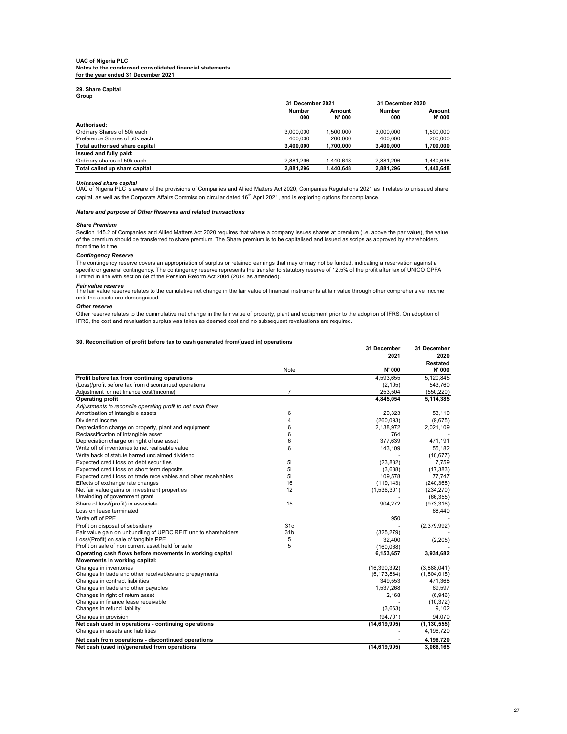**UAC of Nigeria PLC**
**Notes to the condensed consolidated financial statements**
**for the year ended 31 December 2021**

## 29. Share Capital

**Group**

| | 31 December 2021 | | 31 December 2020 | |
|---|---|---|---|---|
| | Number 000 | Amount N' 000 | Number 000 | Amount N' 000 |
| **Authorised:** | | | | |
| Ordinary Shares of 50k each | 3,000,000 | 1,500,000 | 3,000,000 | 1,500,000 |
| Preference Shares of 50k each | 400,000 | 200,000 | 400,000 | 200,000 |
| **Total authorised share capital** | **3,400,000** | **1,700,000** | **3,400,000** | **1,700,000** |
| **Issued and fully paid:** | | | | |
| Ordinary shares of 50k each | 2,881,296 | 1,440,648 | 2,881,296 | 1,440,648 |
| **Total called up share capital** | **2,881,296** | **1,440,648** | **2,881,296** | **1,440,648** |

***Unissued share capital***

UAC of Nigeria PLC is aware of the provisions of Companies and Allied Matters Act 2020, Companies Regulations 2021 as it relates to unissued share capital, as well as the Corporate Affairs Commission circular dated 16th April 2021, and is exploring options for compliance.

***Nature and purpose of Other Reserves and related transactions***

***Share Premium***

Section 145.2 of Companies and Allied Matters Act 2020 requires that where a company issues shares at premium (i.e. above the par value), the value of the premium should be transferred to share premium. The Share premium is to be capitalised and issued as scrips as approved by shareholders from time to time.

***Contingency Reserve***

The contingency reserve covers an appropriation of surplus or retained earnings that may or may not be funded, indicating a reservation against a specific or general contingency. The contingency reserve represents the transfer to statutory reserve of 12.5% of the profit after tax of UNICO CPFA Limited in line with section 69 of the Pension Reform Act 2004 (2014 as amended).

***Fair value reserve***

The fair value reserve relates to the cumulative net change in the fair value of financial instruments at fair value through other comprehensive income until the assets are derecognised.

***Other reserve***

Other reserve relates to the cummulative net change in the fair value of property, plant and equipment prior to the adoption of IFRS. On adoption of IFRS, the cost and revaluation surplus was taken as deemed cost and no subsequent revaluations are required.

## 30. Reconciliation of profit before tax to cash generated from/(used in) operations

| | Note | 31 December 2021 N' 000 | 31 December 2020 Restated N' 000 |
|---|---|---|---|
| **Profit before tax from continuing operations** | | 4,593,655 | 5,120,845 |
| (Loss)/profit before tax from discontinued operations | | (2,105) | 543,760 |
| Adjustment for net finance cost/(income) | 7 | 253,504 | (550,220) |
| **Operating profit** | | **4,845,054** | **5,114,385** |
| *Adjustments to reconcile operating profit to net cash flows* | | | |
| Amortisation of intangible assets | 6 | 29,323 | 53,110 |
| Dividend income | 4 | (260,093) | (9,675) |
| Depreciation charge on property, plant and equipment | 6 | 2,138,972 | 2,021,109 |
| Reclassification of intangible asset | 6 | 764 | - |
| Depreciation charge on right of use asset | 6 | 377,639 | 471,191 |
| Write off of inventories to net realisable value | 6 | 143,109 | 55,182 |
| Write back of statute barred unclaimed dividend | | - | (10,677) |
| Expected credit loss on debt securities | 5i | (23,832) | 7,759 |
| Expected credit loss on short term deposits | 5i | (3,688) | (17,383) |
| Expected credit loss on trade receivables and other receivables | 5i | 109,578 | 77,747 |
| Effects of exchange rate changes | 16 | (119,143) | (240,368) |
| Net fair value gains on investment properties | 12 | (1,536,301) | (234,270) |
| Unwinding of government grant | | - | (66,355) |
| Share of loss/(profit) in associate | 15 | 904,272 | (973,316) |
| Loss on lease terminated | | | 68,440 |
| Write off of PPE | | 950 | - |
| Profit on disposal of subsidiary | 31c | - | (2,379,992) |
| Fair value gain on unbundling of UPDC REIT unit to shareholders | 31b | (325,279) | - |
| Loss/(Profit) on sale of tangible PPE | 5 | 32,400 | (2,205) |
| Profit on sale of non current asset held for sale | 5 | (160,068) | - |
| **Operating cash flows before movements in working capital** | | **6,153,657** | **3,934,682** |
| **Movements in working capital:** | | | |
| Changes in inventories | | (16,390,392) | (3,888,041) |
| Changes in trade and other receivables and prepayments | | (6,173,884) | (1,804,015) |
| Changes in contract liabilities | | 349,553 | 471,368 |
| Changes in trade and other payables | | 1,537,268 | 69,597 |
| Changes in right of return asset | | 2,168 | (6,946) |
| Changes in finance lease receivable | | - | (10,372) |
| Changes in refund liability | | (3,663) | 9,102 |
| Changes in provision | | (94,701) | 94,070 |
| **Net cash used in operations - continuing operations** | | **(14,619,995)** | **(1,130,555)** |
| Changes in assets and liabilities | | - | 4,196,720 |
| **Net cash from operations - discontinued operations** | | - | **4,196,720** |
| **Net cash (used in)/generated from operations** | | **(14,619,995)** | **3,066,165** |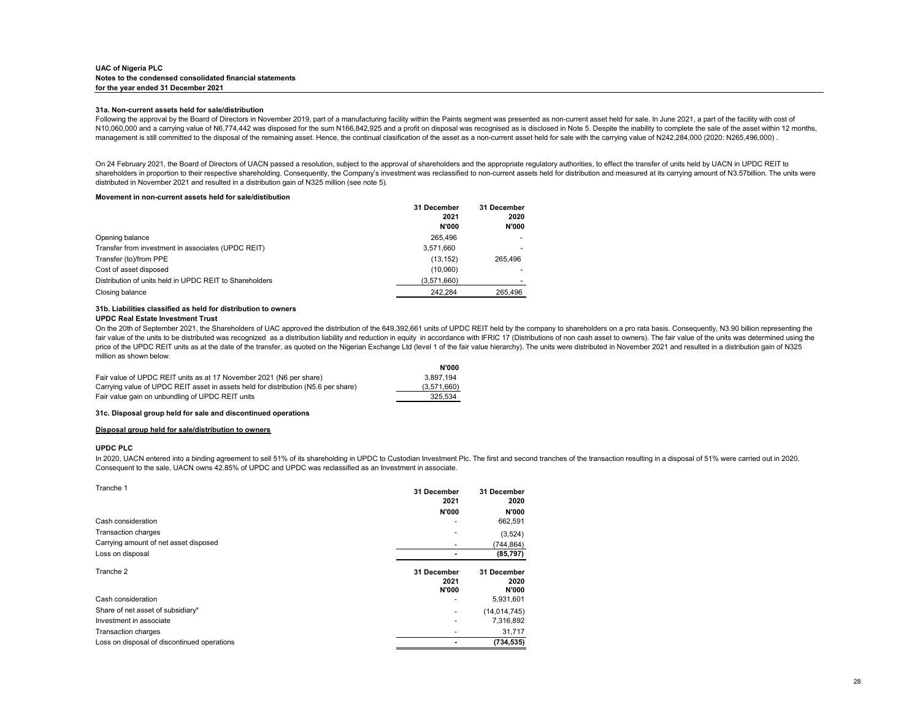**UAC of Nigeria PLC**
**Notes to the condensed consolidated financial statements**
**for the year ended 31 December 2021**

### 31a. Non-current assets held for sale/distribution

Following the approval by the Board of Directors in November 2019, part of a manufacturing facility within the Paints segment was presented as non-current asset held for sale. In June 2021, a part of the facility with cost of N10,060,000 and a carrying value of N6,774,442 was disposed for the sum N166,842,925 and a profit on disposal was recognised as is disclosed in Note 5. Despite the inability to complete the sale of the asset within 12 months, management is still committed to the disposal of the remaining asset. Hence, the continual clasification of the asset as a non-current asset held for sale with the carrying value of N242,284,000 (2020: N265,496,000) .

On 24 February 2021, the Board of Directors of UACN passed a resolution, subject to the approval of shareholders and the appropriate regulatory authorities, to effect the transfer of units held by UACN in UPDC REIT to shareholders in proportion to their respective shareholding. Consequently, the Company's investment was reclassified to non-current assets held for distribution and measured at its carrying amount of N3.57billion. The units were distributed in November 2021 and resulted in a distribution gain of N325 million (see note 5).

**Movement in non-current assets held for sale/distibution**

| | 31 December 2021 N'000 | 31 December 2020 N'000 |
|---|---|---|
| Opening balance | 265,496 | - |
| Transfer from investment in associates (UPDC REIT) | 3,571,660 | - |
| Transfer (to)/from PPE | (13,152) | 265,496 |
| Cost of asset disposed | (10,060) | - |
| Distribution of units held in UPDC REIT to Shareholders | (3,571,660) | - |
| Closing balance | 242,284 | 265,496 |

### 31b. Liabilities classified as held for distribution to owners

**UPDC Real Estate Investment Trust**

On the 20th of September 2021, the Shareholders of UAC approved the distribution of the 649,392,661 units of UPDC REIT held by the company to shareholders on a pro rata basis. Consequently, N3.90 billion representing the fair value of the units to be distributed was recognized as a distribution liability and reduction in equity in accordance with IFRIC 17 (Distributions of non cash asset to owners). The fair value of the units was determined using the price of the UPDC REIT units as at the date of the transfer, as quoted on the Nigerian Exchange Ltd (level 1 of the fair value hierarchy). The units were distributed in November 2021 and resulted in a distribution gain of N325 million as shown below.

| | N'000 |
|---|---|
| Fair value of UPDC REIT units as at 17 November 2021 (N6 per share) | 3,897,194 |
| Carrying value of UPDC REIT asset in assets held for distribution (N5.6 per share) | (3,571,660) |
| Fair value gain on unbundling of UPDC REIT units | 325,534 |

### 31c. Disposal group held for sale and discontinued operations

**Disposal group held for sale/distribution to owners**

**UPDC PLC**

In 2020, UACN entered into a binding agreement to sell 51% of its shareholding in UPDC to Custodian Investment Plc. The first and second tranches of the transaction resulting in a disposal of 51% were carried out in 2020. Consequent to the sale, UACN owns 42.85% of UPDC and UPDC was reclassified as an Investment in associate.

| Tranche 1 | 31 December 2021 N'000 | 31 December 2020 N'000 |
|---|---|---|
| Cash consideration | - | 662,591 |
| Transaction charges | - | (3,524) |
| Carrying amount of net asset disposed | - | (744,864) |
| Loss on disposal | - | (85,797) |

| Tranche 2 | 31 December 2021 N'000 | 31 December 2020 N'000 |
|---|---|---|
| Cash consideration | - | 5,931,601 |
| Share of net asset of subsidiary* | - | (14,014,745) |
| Investment in associate | - | 7,316,892 |
| Transaction charges | - | 31,717 |
| Loss on disposal of discontinued operations | - | (734,535) |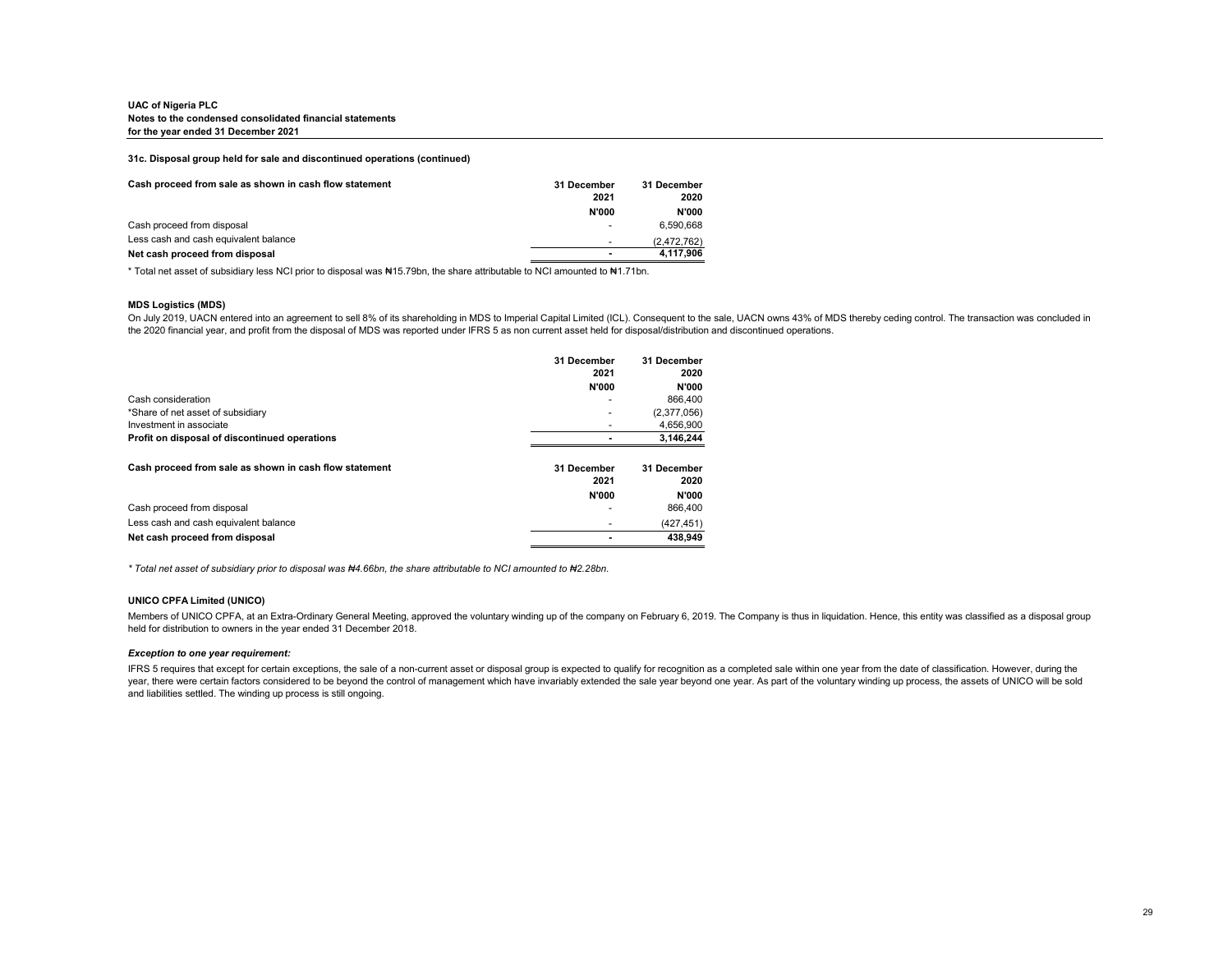**31c. Disposal group held for sale and discontinued operations (continued)**

| Cash proceed from sale as shown in cash flow statement | 31 December 2021 | 31 December 2020 |
|---|---|---|
| | N'000 | N'000 |
| Cash proceed from disposal | - | 6,590,668 |
| Less cash and cash equivalent balance | - | (2,472,762) |
| **Net cash proceed from disposal** | **-** | **4,117,906** |

\* Total net asset of subsidiary less NCI prior to disposal was ₦15.79bn, the share attributable to NCI amounted to ₦1.71bn.

**MDS Logistics (MDS)**

On July 2019, UACN entered into an agreement to sell 8% of its shareholding in MDS to Imperial Capital Limited (ICL). Consequent to the sale, UACN owns 43% of MDS thereby ceding control. The transaction was concluded in the 2020 financial year, and profit from the disposal of MDS was reported under IFRS 5 as non current asset held for disposal/distribution and discontinued operations.

| | 31 December 2021 | 31 December 2020 |
|---|---|---|
| | N'000 | N'000 |
| Cash consideration | - | 866,400 |
| *Share of net asset of subsidiary | - | (2,377,056) |
| Investment in associate | - | 4,656,900 |
| **Profit on disposal of discontinued operations** | **-** | **3,146,244** |

| Cash proceed from sale as shown in cash flow statement | 31 December 2021 | 31 December 2020 |
|---|---|---|
| | N'000 | N'000 |
| Cash proceed from disposal | - | 866,400 |
| Less cash and cash equivalent balance | - | (427,451) |
| **Net cash proceed from disposal** | **-** | **438,949** |

*\* Total net asset of subsidiary prior to disposal was ₦4.66bn, the share attributable to NCI amounted to ₦2.28bn.*

**UNICO CPFA Limited (UNICO)**

Members of UNICO CPFA, at an Extra-Ordinary General Meeting, approved the voluntary winding up of the company on February 6, 2019. The Company is thus in liquidation. Hence, this entity was classified as a disposal group held for distribution to owners in the year ended 31 December 2018.

***Exception to one year requirement:***

IFRS 5 requires that except for certain exceptions, the sale of a non-current asset or disposal group is expected to qualify for recognition as a completed sale within one year from the date of classification. However, during the year, there were certain factors considered to be beyond the control of management which have invariably extended the sale year beyond one year. As part of the voluntary winding up process, the assets of UNICO will be sold and liabilities settled. The winding up process is still ongoing.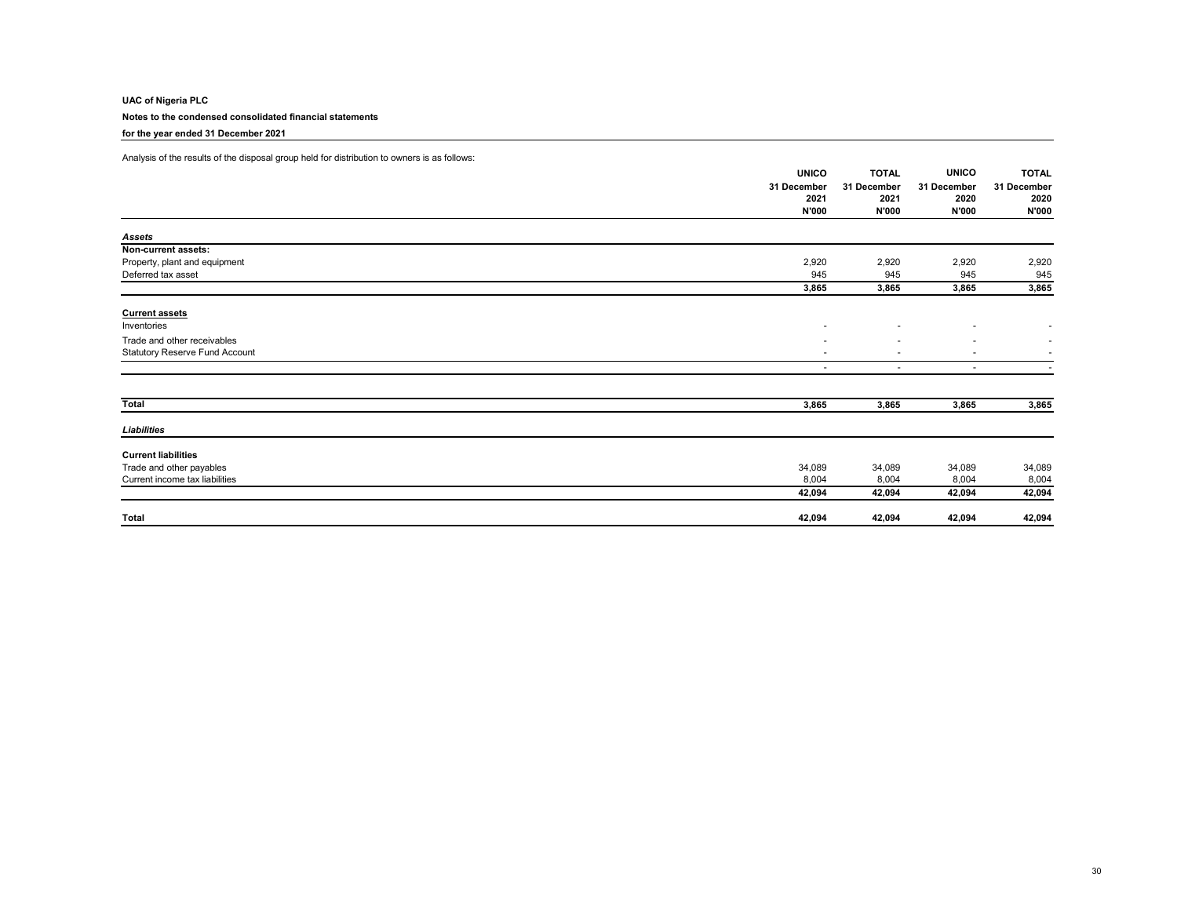**UAC of Nigeria PLC**

**Notes to the condensed consolidated financial statements**

**for the year ended 31 December 2021**

Analysis of the results of the disposal group held for distribution to owners is as follows:

| | UNICO 31 December 2021 N'000 | TOTAL 31 December 2021 N'000 | UNICO 31 December 2020 N'000 | TOTAL 31 December 2020 N'000 |
|---|---|---|---|---|
| ***Assets*** | | | | |
| **Non-current assets:** | | | | |
| Property, plant and equipment | 2,920 | 2,920 | 2,920 | 2,920 |
| Deferred tax asset | 945 | 945 | 945 | 945 |
| | **3,865** | **3,865** | **3,865** | **3,865** |
| **Current assets** | | | | |
| Inventories | - | - | - | - |
| Trade and other receivables | - | - | - | - |
| Statutory Reserve Fund Account | - | - | - | - |
| | - | - | - | - |
| **Total** | **3,865** | **3,865** | **3,865** | **3,865** |
| ***Liabilities*** | | | | |
| **Current liabilities** | | | | |
| Trade and other payables | 34,089 | 34,089 | 34,089 | 34,089 |
| Current income tax liabilities | 8,004 | 8,004 | 8,004 | 8,004 |
| | **42,094** | **42,094** | **42,094** | **42,094** |
| **Total** | **42,094** | **42,094** | **42,094** | **42,094** |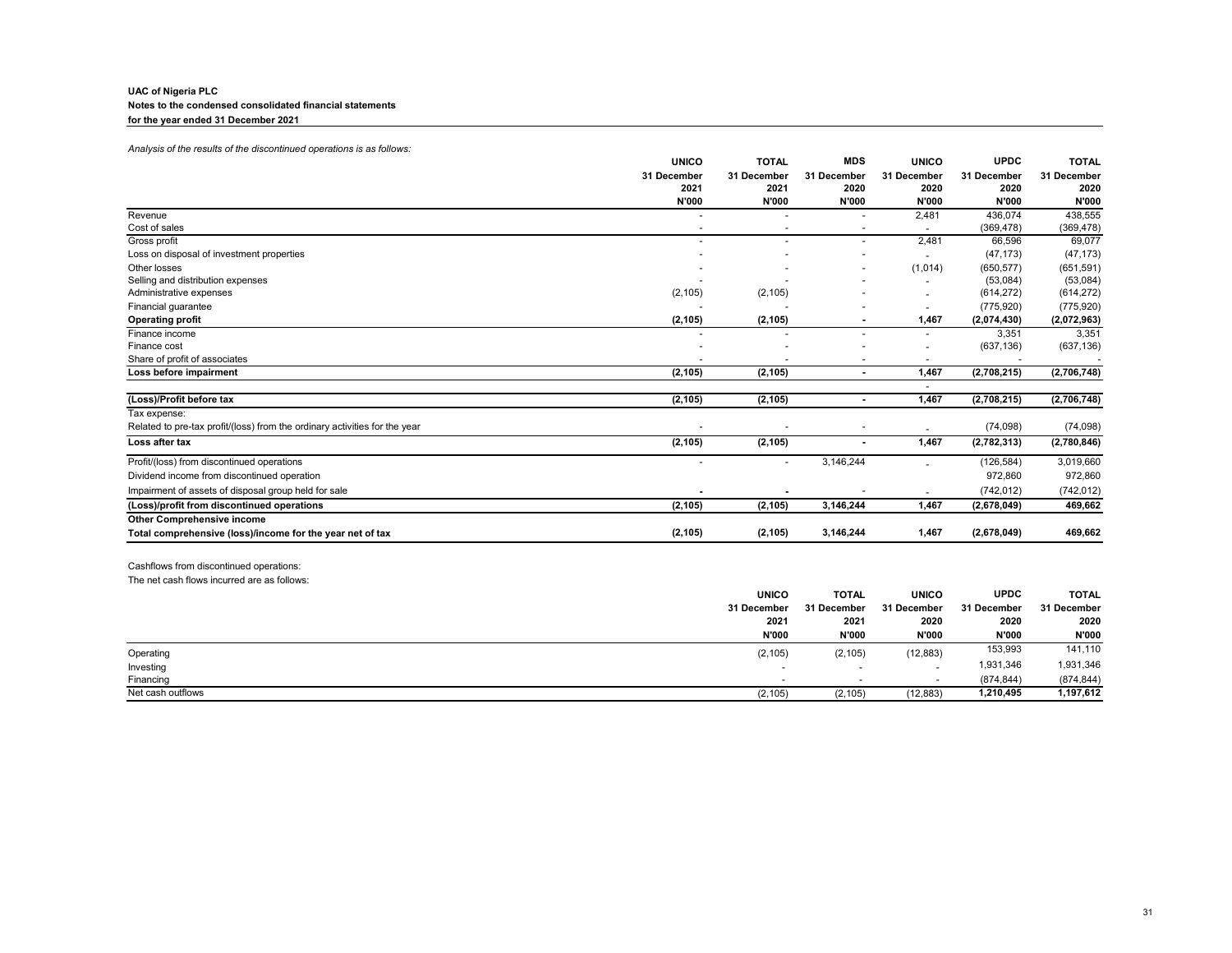**UAC of Nigeria PLC**
**Notes to the condensed consolidated financial statements**
**for the year ended 31 December 2021**

*Analysis of the results of the discontinued operations is as follows:*

| | UNICO 31 December 2021 N'000 | TOTAL 31 December 2021 N'000 | MDS 31 December 2020 N'000 | UNICO 31 December 2020 N'000 | UPDC 31 December 2020 N'000 | TOTAL 31 December 2020 N'000 |
|---|---|---|---|---|---|---|
| Revenue | - | - | - | 2,481 | 436,074 | 438,555 |
| Cost of sales | - | - | - | - | (369,478) | (369,478) |
| Gross profit | - | - | - | 2,481 | 66,596 | 69,077 |
| Loss on disposal of investment properties | - | - | - | - | (47,173) | (47,173) |
| Other losses | - | - | - | (1,014) | (650,577) | (651,591) |
| Selling and distribution expenses | - | - | - | - | (53,084) | (53,084) |
| Administrative expenses | (2,105) | (2,105) | - | - | (614,272) | (614,272) |
| Financial guarantee | - | - | - | - | (775,920) | (775,920) |
| **Operating profit** | **(2,105)** | **(2,105)** | **-** | **1,467** | **(2,074,430)** | **(2,072,963)** |
| Finance income | - | - | - | - | 3,351 | 3,351 |
| Finance cost | - | - | - | - | (637,136) | (637,136) |
| Share of profit of associates | - | - | - | - | - | - |
| **Loss before impairment** | **(2,105)** | **(2,105)** | **-** | **1,467** | **(2,708,215)** | **(2,706,748)** |
| | | | | - | | |
| **(Loss)/Profit before tax** | **(2,105)** | **(2,105)** | **-** | **1,467** | **(2,708,215)** | **(2,706,748)** |
| Tax expense: | | | | | | |
| Related to pre-tax profit/(loss) from the ordinary activities for the year | - | - | - | - | (74,098) | (74,098) |
| **Loss after tax** | **(2,105)** | **(2,105)** | **-** | **1,467** | **(2,782,313)** | **(2,780,846)** |
| Profit/(loss) from discontinued operations | - | - | 3,146,244 | - | (126,584) | 3,019,660 |
| Dividend income from discontinued operation | | | | | 972,860 | 972,860 |
| Impairment of assets of disposal group held for sale | **-** | **-** | - | - | (742,012) | (742,012) |
| **(Loss)/profit from discontinued operations** | **(2,105)** | **(2,105)** | **3,146,244** | **1,467** | **(2,678,049)** | **469,662** |
| **Other Comprehensive income** | | | | | | |
| **Total comprehensive (loss)/income for the year net of tax** | **(2,105)** | **(2,105)** | **3,146,244** | **1,467** | **(2,678,049)** | **469,662** |

Cashflows from discontinued operations:
The net cash flows incurred are as follows:

| | UNICO 31 December 2021 N'000 | TOTAL 31 December 2021 N'000 | UNICO 31 December 2020 N'000 | UPDC 31 December 2020 N'000 | TOTAL 31 December 2020 N'000 |
|---|---|---|---|---|---|
| Operating | (2,105) | (2,105) | (12,883) | 153,993 | 141,110 |
| Investing | - | - | - | 1,931,346 | 1,931,346 |
| Financing | - | - | - | (874,844) | (874,844) |
| Net cash outflows | (2,105) | (2,105) | (12,883) | **1,210,495** | **1,197,612** |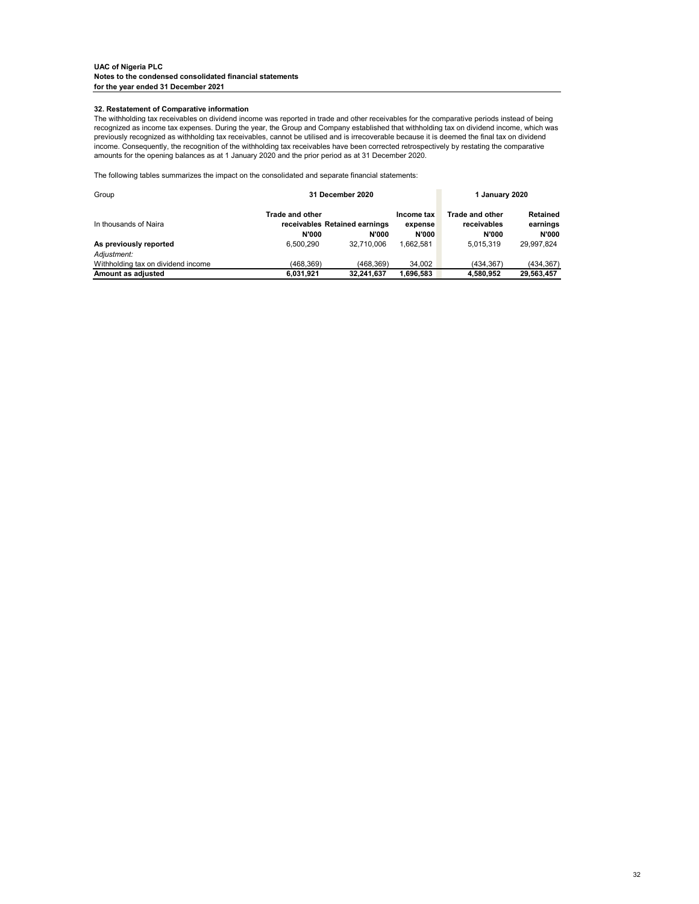UAC of Nigeria PLC
Notes to the condensed consolidated financial statements
for the year ended 31 December 2021

### 32. Restatement of Comparative information

The withholding tax receivables on dividend income was reported in trade and other receivables for the comparative periods instead of being recognized as income tax expenses. During the year, the Group and Company established that withholding tax on dividend income, which was previously recognized as withholding tax receivables, cannot be utilised and is irrecoverable because it is deemed the final tax on dividend income. Consequently, the recognition of the withholding tax receivables have been corrected retrospectively by restating the comparative amounts for the opening balances as at 1 January 2020 and the prior period as at 31 December 2020.

The following tables summarizes the impact on the consolidated and separate financial statements:

| Group | 31 December 2020 | | | 1 January 2020 | |
|---|---|---|---|---|---|
| In thousands of Naira | Trade and other receivables | Retained earnings | Income tax expense | Trade and other receivables | Retained earnings |
| | N'000 | N'000 | N'000 | N'000 | N'000 |
| **As previously reported** | 6,500,290 | 32,710,006 | 1,662,581 | 5,015,319 | 29,997,824 |
| *Adjustment:* | | | | | |
| Withholding tax on dividend income | (468,369) | (468,369) | 34,002 | (434,367) | (434,367) |
| **Amount as adjusted** | **6,031,921** | **32,241,637** | **1,696,583** | **4,580,952** | **29,563,457** |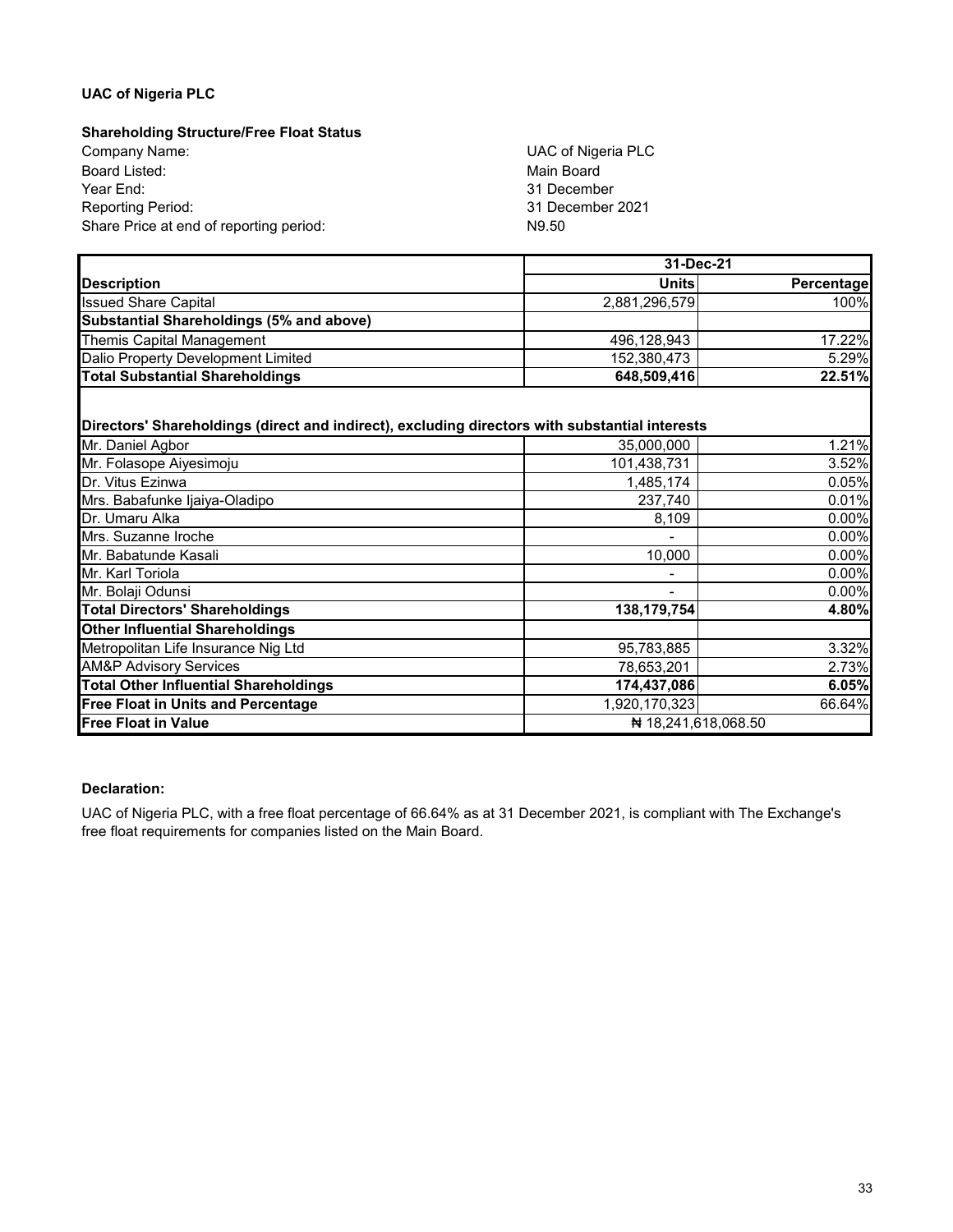**UAC of Nigeria PLC**

**Shareholding Structure/Free Float Status**

| | |
|---|---|
| Company Name: | UAC of Nigeria PLC |
| Board Listed: | Main Board |
| Year End: | 31 December |
| Reporting Period: | 31 December 2021 |
| Share Price at end of reporting period: | N9.50 |

| | 31-Dec-21 | |
|---|---|---|
| **Description** | **Units** | **Percentage** |
| Issued Share Capital | 2,881,296,579 | 100% |
| **Substantial Shareholdings (5% and above)** | | |
| Themis Capital Management | 496,128,943 | 17.22% |
| Dalio Property Development Limited | 152,380,473 | 5.29% |
| **Total Substantial Shareholdings** | **648,509,416** | **22.51%** |
| **Directors' Shareholdings (direct and indirect), excluding directors with substantial interests** | | |
| Mr. Daniel Agbor | 35,000,000 | 1.21% |
| Mr. Folasope Aiyesimoju | 101,438,731 | 3.52% |
| Dr. Vitus Ezinwa | 1,485,174 | 0.05% |
| Mrs. Babafunke Ijaiya-Oladipo | 237,740 | 0.01% |
| Dr. Umaru Alka | 8,109 | 0.00% |
| Mrs. Suzanne Iroche | - | 0.00% |
| Mr. Babatunde Kasali | 10,000 | 0.00% |
| Mr. Karl Toriola | - | 0.00% |
| Mr. Bolaji Odunsi | - | 0.00% |
| **Total Directors' Shareholdings** | **138,179,754** | **4.80%** |
| **Other Influential Shareholdings** | | |
| Metropolitan Life Insurance Nig Ltd | 95,783,885 | 3.32% |
| AM&P Advisory Services | 78,653,201 | 2.73% |
| **Total Other Influential Shareholdings** | **174,437,086** | **6.05%** |
| **Free Float in Units and Percentage** | 1,920,170,323 | 66.64% |
| **Free Float in Value** | ₦ 18,241,618,068.50 | |

**Declaration:**

UAC of Nigeria PLC, with a free float percentage of 66.64% as at 31 December 2021, is compliant with The Exchange's free float requirements for companies listed on the Main Board.